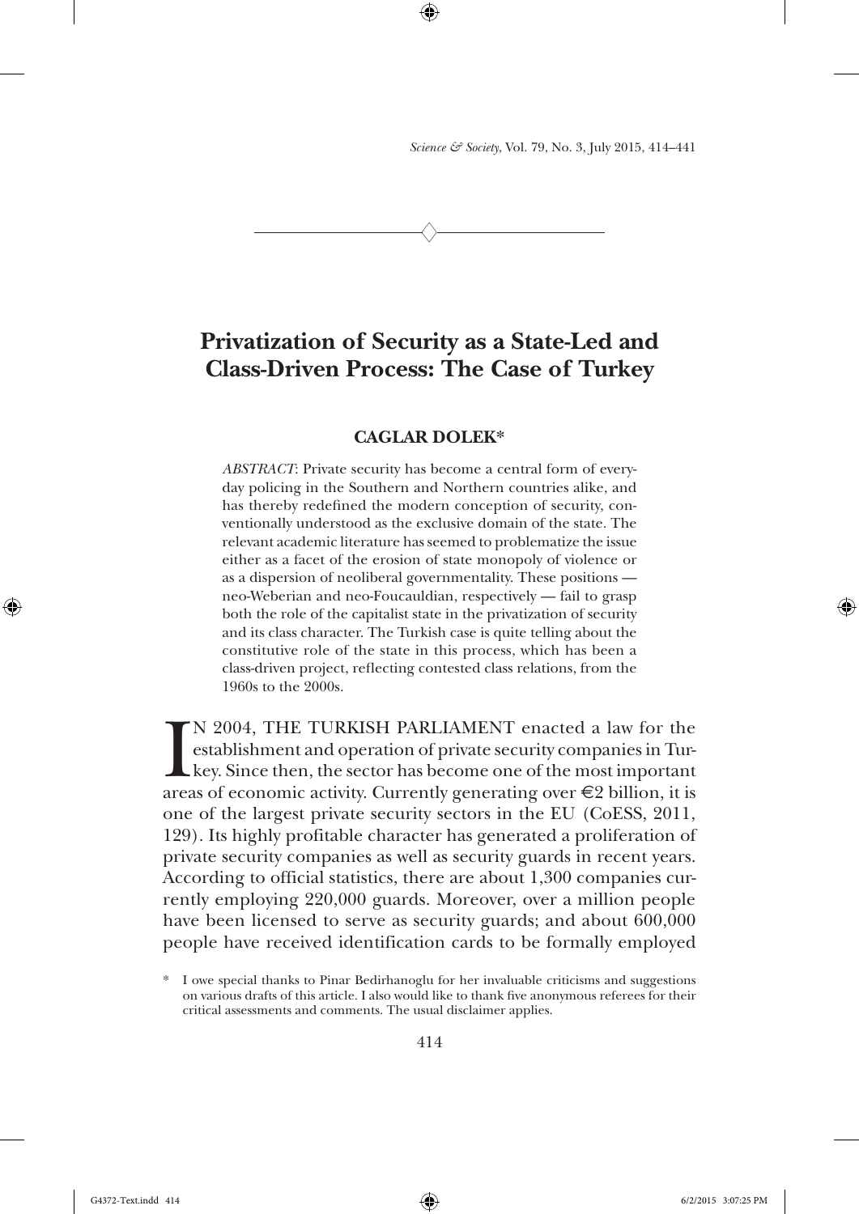# Privatization of Security as a State-Led and Class-Driven Process: The Case of Turkey

**CAGLAR DOLEK***

*ABSTRACT*: Private security has become a central form of everyday policing in the Southern and Northern countries alike, and has thereby redefined the modern conception of security, conventionally understood as the exclusive domain of the state. The relevant academic literature has seemed to problematize the issue either as a facet of the erosion of state monopoly of violence or as a dispersion of neoliberal governmentality. These positions — neo-Weberian and neo-Foucauldian, respectively — fail to grasp both the role of the capitalist state in the privatization of security and its class character. The Turkish case is quite telling about the constitutive role of the state in this process, which has been a class-driven project, reflecting contested class relations, from the 1960s to the 2000s.

IN 2004, THE TURKISH PARLIAMENT enacted a law for the establishment and operation of private security companies in Turkey. Since then, the sector has become one of the most important areas of economic activity. Currently generating over €2 billion, it is one of the largest private security sectors in the EU (CoESS, 2011, 129). Its highly profitable character has generated a proliferation of private security companies as well as security guards in recent years. According to official statistics, there are about 1,300 companies currently employing 220,000 guards. Moreover, over a million people have been licensed to serve as security guards; and about 600,000 people have received identification cards to be formally employed

\* I owe special thanks to Pinar Bedirhanoglu for her invaluable criticisms and suggestions on various drafts of this article. I also would like to thank five anonymous referees for their critical assessments and comments. The usual disclaimer applies.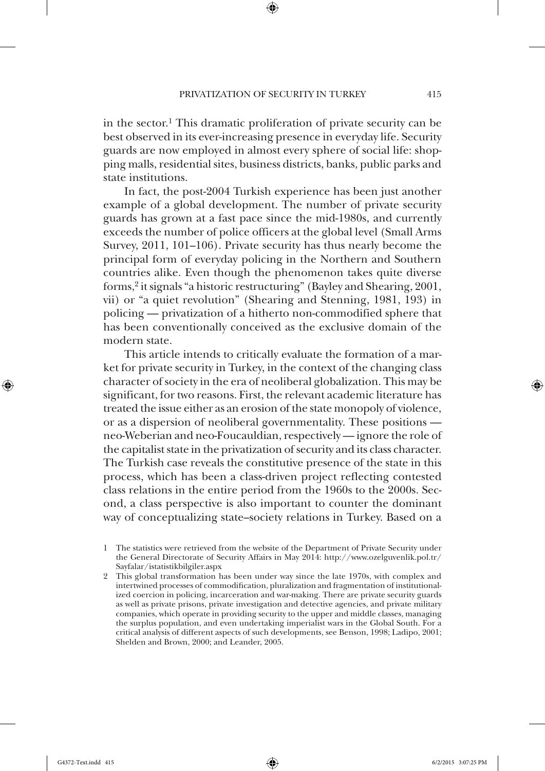in the sector.[1] This dramatic proliferation of private security can be best observed in its ever-increasing presence in everyday life. Security guards are now employed in almost every sphere of social life: shopping malls, residential sites, business districts, banks, public parks and state institutions.

In fact, the post-2004 Turkish experience has been just another example of a global development. The number of private security guards has grown at a fast pace since the mid-1980s, and currently exceeds the number of police officers at the global level (Small Arms Survey, 2011, 101–106). Private security has thus nearly become the principal form of everyday policing in the Northern and Southern countries alike. Even though the phenomenon takes quite diverse forms,[2] it signals "a historic restructuring" (Bayley and Shearing, 2001, vii) or "a quiet revolution" (Shearing and Stenning, 1981, 193) in policing — privatization of a hitherto non-commodified sphere that has been conventionally conceived as the exclusive domain of the modern state.

This article intends to critically evaluate the formation of a market for private security in Turkey, in the context of the changing class character of society in the era of neoliberal globalization. This may be significant, for two reasons. First, the relevant academic literature has treated the issue either as an erosion of the state monopoly of violence, or as a dispersion of neoliberal governmentality. These positions — neo-Weberian and neo-Foucauldian, respectively — ignore the role of the capitalist state in the privatization of security and its class character. The Turkish case reveals the constitutive presence of the state in this process, which has been a class-driven project reflecting contested class relations in the entire period from the 1960s to the 2000s. Second, a class perspective is also important to counter the dominant way of conceptualizing state–society relations in Turkey. Based on a

1 The statistics were retrieved from the website of the Department of Private Security under the General Directorate of Security Affairs in May 2014: http://www.ozelguvenlik.pol.tr/Sayfalar/istatistikbilgiler.aspx

2 This global transformation has been under way since the late 1970s, with complex and intertwined processes of commodification, pluralization and fragmentation of institutionalized coercion in policing, incarceration and war-making. There are private security guards as well as private prisons, private investigation and detective agencies, and private military companies, which operate in providing security to the upper and middle classes, managing the surplus population, and even undertaking imperialist wars in the Global South. For a critical analysis of different aspects of such developments, see Benson, 1998; Ladipo, 2001; Shelden and Brown, 2000; and Leander, 2005.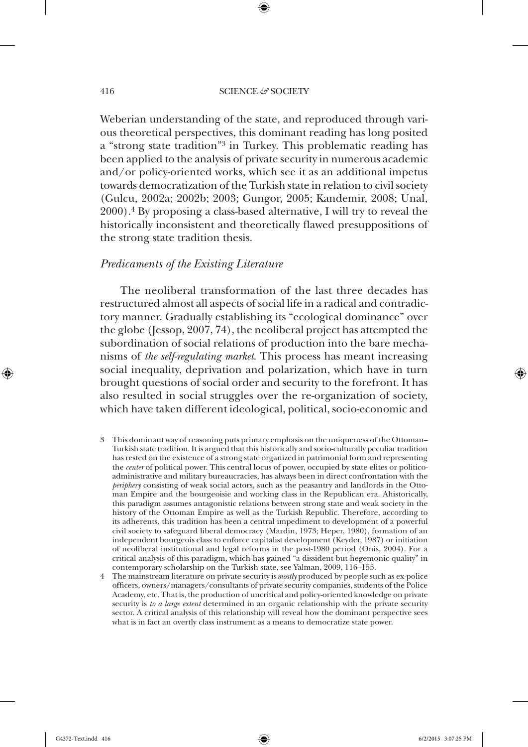Weberian understanding of the state, and reproduced through various theoretical perspectives, this dominant reading has long posited a "strong state tradition"[3] in Turkey. This problematic reading has been applied to the analysis of private security in numerous academic and/or policy-oriented works, which see it as an additional impetus towards democratization of the Turkish state in relation to civil society (Gulcu, 2002a; 2002b; 2003; Gungor, 2005; Kandemir, 2008; Unal, 2000).[4] By proposing a class-based alternative, I will try to reveal the historically inconsistent and theoretically flawed presuppositions of the strong state tradition thesis.

### *Predicaments of the Existing Literature*

The neoliberal transformation of the last three decades has restructured almost all aspects of social life in a radical and contradictory manner. Gradually establishing its "ecological dominance" over the globe (Jessop, 2007, 74), the neoliberal project has attempted the subordination of social relations of production into the bare mechanisms of *the self-regulating market*. This process has meant increasing social inequality, deprivation and polarization, which have in turn brought questions of social order and security to the forefront. It has also resulted in social struggles over the re-organization of society, which have taken different ideological, political, socio-economic and

3 This dominant way of reasoning puts primary emphasis on the uniqueness of the Ottoman–Turkish state tradition. It is argued that this historically and socio-culturally peculiar tradition has rested on the existence of a strong state organized in patrimonial form and representing the *center* of political power. This central locus of power, occupied by state elites or politico-administrative and military bureaucracies, has always been in direct confrontation with the *periphery* consisting of weak social actors, such as the peasantry and landlords in the Ottoman Empire and the bourgeoisie and working class in the Republican era. Ahistorically, this paradigm assumes antagonistic relations between strong state and weak society in the history of the Ottoman Empire as well as the Turkish Republic. Therefore, according to its adherents, this tradition has been a central impediment to development of a powerful civil society to safeguard liberal democracy (Mardin, 1973; Heper, 1980), formation of an independent bourgeois class to enforce capitalist development (Keyder, 1987) or initiation of neoliberal institutional and legal reforms in the post-1980 period (Onis, 2004). For a critical analysis of this paradigm, which has gained "a dissident but hegemonic quality" in contemporary scholarship on the Turkish state, see Yalman, 2009, 116–155.

4 The mainstream literature on private security is *mostly* produced by people such as ex-police officers, owners/managers/consultants of private security companies, students of the Police Academy, etc. That is, the production of uncritical and policy-oriented knowledge on private security is *to a large extent* determined in an organic relationship with the private security sector. A critical analysis of this relationship will reveal how the dominant perspective sees what is in fact an overtly class instrument as a means to democratize state power.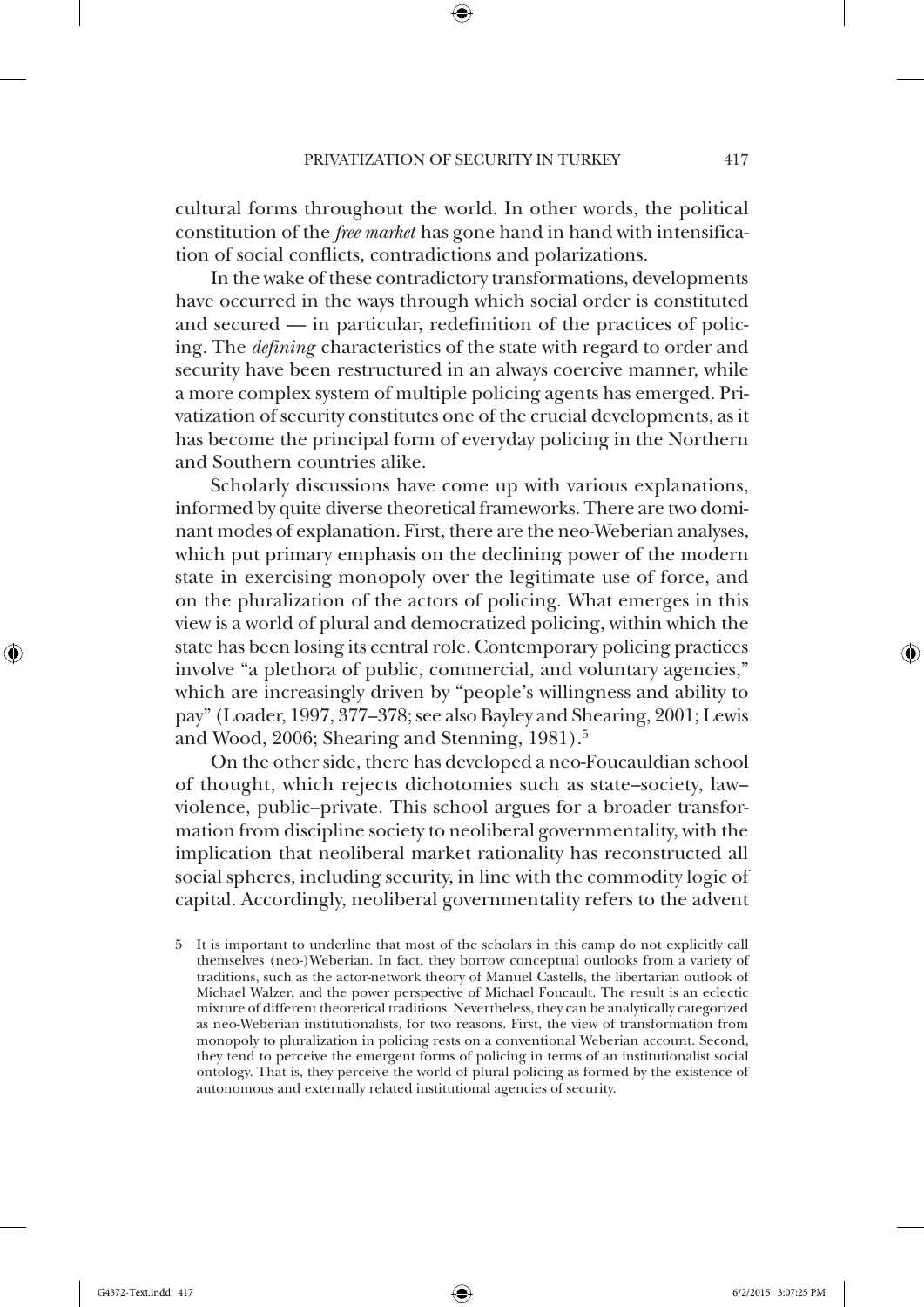cultural forms throughout the world. In other words, the political constitution of the *free market* has gone hand in hand with intensification of social conflicts, contradictions and polarizations.

In the wake of these contradictory transformations, developments have occurred in the ways through which social order is constituted and secured — in particular, redefinition of the practices of policing. The *defining* characteristics of the state with regard to order and security have been restructured in an always coercive manner, while a more complex system of multiple policing agents has emerged. Privatization of security constitutes one of the crucial developments, as it has become the principal form of everyday policing in the Northern and Southern countries alike.

Scholarly discussions have come up with various explanations, informed by quite diverse theoretical frameworks. There are two dominant modes of explanation. First, there are the neo-Weberian analyses, which put primary emphasis on the declining power of the modern state in exercising monopoly over the legitimate use of force, and on the pluralization of the actors of policing. What emerges in this view is a world of plural and democratized policing, within which the state has been losing its central role. Contemporary policing practices involve "a plethora of public, commercial, and voluntary agencies," which are increasingly driven by "people's willingness and ability to pay" (Loader, 1997, 377–378; see also Bayley and Shearing, 2001; Lewis and Wood, 2006; Shearing and Stenning, 1981).[5]

On the other side, there has developed a neo-Foucauldian school of thought, which rejects dichotomies such as state–society, law–violence, public–private. This school argues for a broader transformation from discipline society to neoliberal governmentality, with the implication that neoliberal market rationality has reconstructed all social spheres, including security, in line with the commodity logic of capital. Accordingly, neoliberal governmentality refers to the advent

5 It is important to underline that most of the scholars in this camp do not explicitly call themselves (neo-)Weberian. In fact, they borrow conceptual outlooks from a variety of traditions, such as the actor-network theory of Manuel Castells, the libertarian outlook of Michael Walzer, and the power perspective of Michael Foucault. The result is an eclectic mixture of different theoretical traditions. Nevertheless, they can be analytically categorized as neo-Weberian institutionalists, for two reasons. First, the view of transformation from monopoly to pluralization in policing rests on a conventional Weberian account. Second, they tend to perceive the emergent forms of policing in terms of an institutionalist social ontology. That is, they perceive the world of plural policing as formed by the existence of autonomous and externally related institutional agencies of security.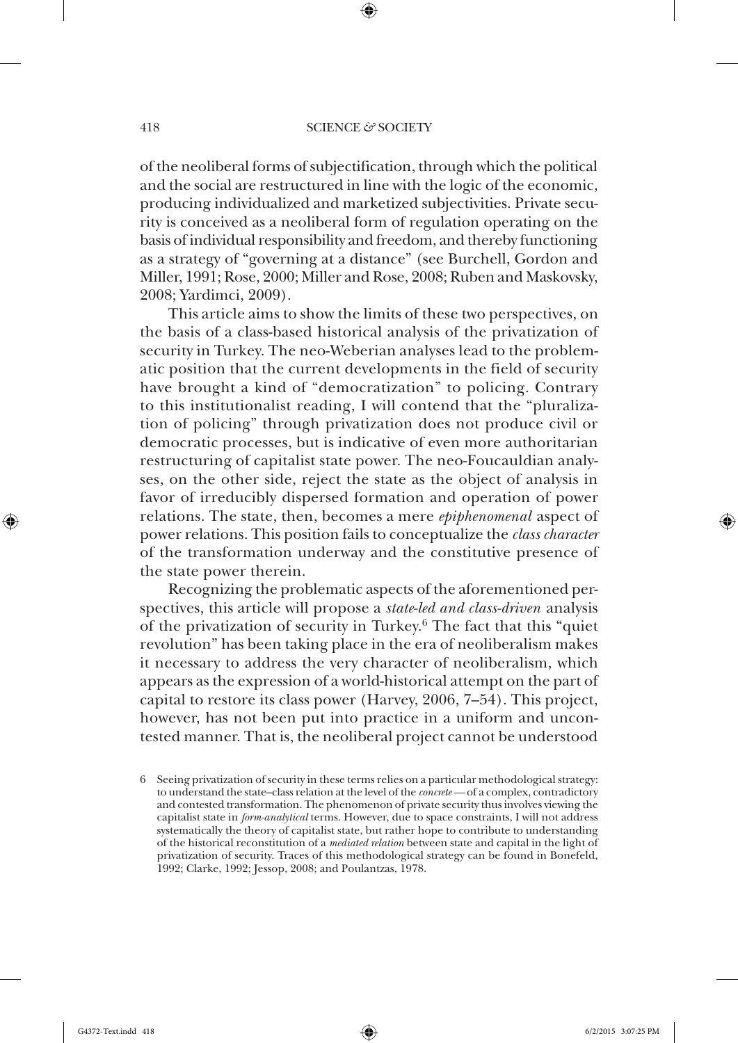of the neoliberal forms of subjectification, through which the political and the social are restructured in line with the logic of the economic, producing individualized and marketized subjectivities. Private security is conceived as a neoliberal form of regulation operating on the basis of individual responsibility and freedom, and thereby functioning as a strategy of "governing at a distance" (see Burchell, Gordon and Miller, 1991; Rose, 2000; Miller and Rose, 2008; Ruben and Maskovsky, 2008; Yardimci, 2009).

This article aims to show the limits of these two perspectives, on the basis of a class-based historical analysis of the privatization of security in Turkey. The neo-Weberian analyses lead to the problematic position that the current developments in the field of security have brought a kind of "democratization" to policing. Contrary to this institutionalist reading, I will contend that the "pluralization of policing" through privatization does not produce civil or democratic processes, but is indicative of even more authoritarian restructuring of capitalist state power. The neo-Foucauldian analyses, on the other side, reject the state as the object of analysis in favor of irreducibly dispersed formation and operation of power relations. The state, then, becomes a mere *epiphenomenal* aspect of power relations. This position fails to conceptualize the *class character* of the transformation underway and the constitutive presence of the state power therein.

Recognizing the problematic aspects of the aforementioned perspectives, this article will propose a *state-led and class-driven* analysis of the privatization of security in Turkey.[6] The fact that this "quiet revolution" has been taking place in the era of neoliberalism makes it necessary to address the very character of neoliberalism, which appears as the expression of a world-historical attempt on the part of capital to restore its class power (Harvey, 2006, 7–54). This project, however, has not been put into practice in a uniform and uncontested manner. That is, the neoliberal project cannot be understood

6 Seeing privatization of security in these terms relies on a particular methodological strategy: to understand the state–class relation at the level of the *concrete* — of a complex, contradictory and contested transformation. The phenomenon of private security thus involves viewing the capitalist state in *form-analytical* terms. However, due to space constraints, I will not address systematically the theory of capitalist state, but rather hope to contribute to understanding of the historical reconstitution of a *mediated relation* between state and capital in the light of privatization of security. Traces of this methodological strategy can be found in Bonefeld, 1992; Clarke, 1992; Jessop, 2008; and Poulantzas, 1978.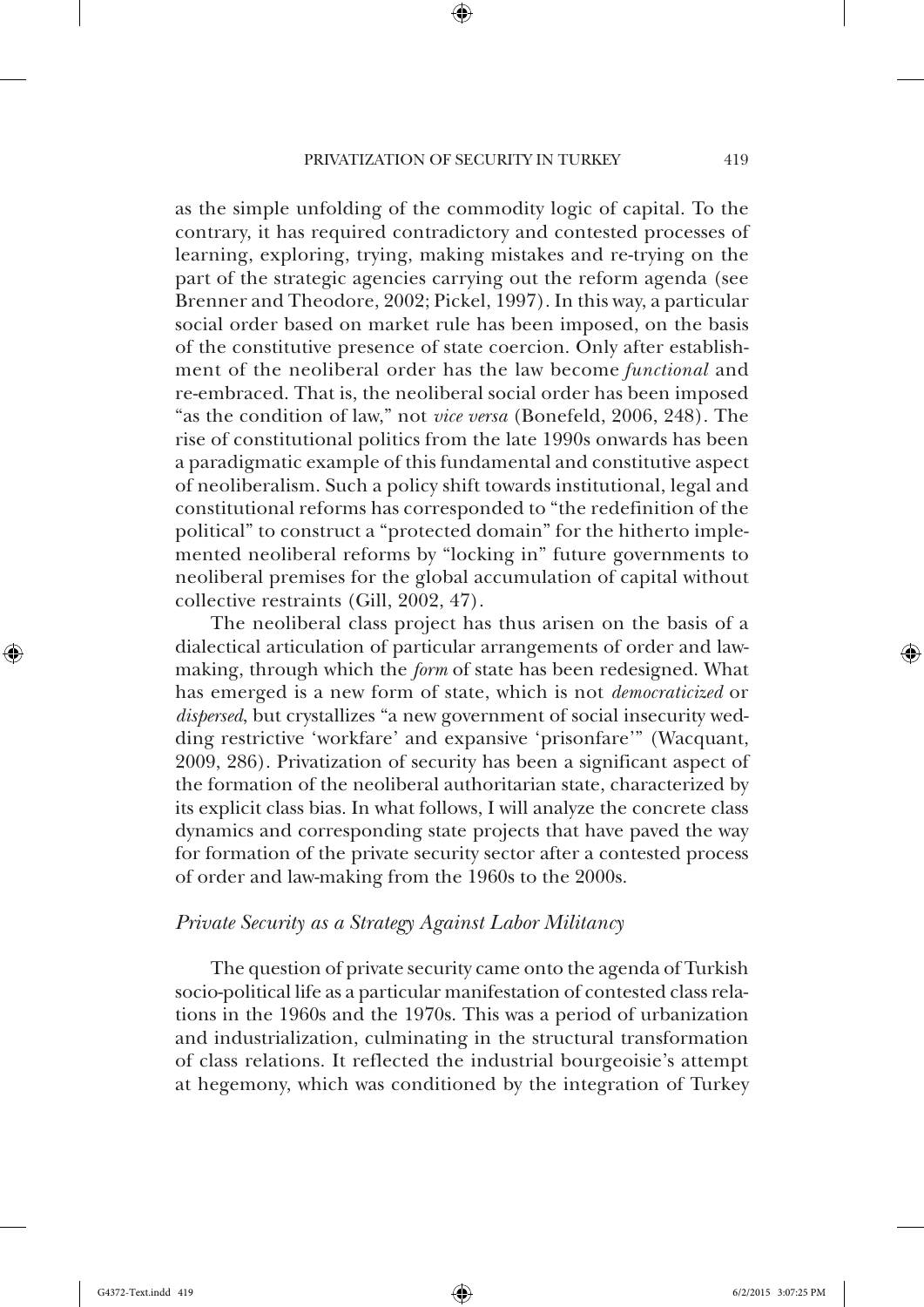as the simple unfolding of the commodity logic of capital. To the contrary, it has required contradictory and contested processes of learning, exploring, trying, making mistakes and re-trying on the part of the strategic agencies carrying out the reform agenda (see Brenner and Theodore, 2002; Pickel, 1997). In this way, a particular social order based on market rule has been imposed, on the basis of the constitutive presence of state coercion. Only after establishment of the neoliberal order has the law become *functional* and re-embraced. That is, the neoliberal social order has been imposed "as the condition of law," not *vice versa* (Bonefeld, 2006, 248). The rise of constitutional politics from the late 1990s onwards has been a paradigmatic example of this fundamental and constitutive aspect of neoliberalism. Such a policy shift towards institutional, legal and constitutional reforms has corresponded to "the redefinition of the political" to construct a "protected domain" for the hitherto implemented neoliberal reforms by "locking in" future governments to neoliberal premises for the global accumulation of capital without collective restraints (Gill, 2002, 47).

The neoliberal class project has thus arisen on the basis of a dialectical articulation of particular arrangements of order and law-making, through which the *form* of state has been redesigned. What has emerged is a new form of state, which is not *democraticized* or *dispersed*, but crystallizes "a new government of social insecurity wedding restrictive 'workfare' and expansive 'prisonfare'" (Wacquant, 2009, 286). Privatization of security has been a significant aspect of the formation of the neoliberal authoritarian state, characterized by its explicit class bias. In what follows, I will analyze the concrete class dynamics and corresponding state projects that have paved the way for formation of the private security sector after a contested process of order and law-making from the 1960s to the 2000s.

### *Private Security as a Strategy Against Labor Militancy*

The question of private security came onto the agenda of Turkish socio-political life as a particular manifestation of contested class relations in the 1960s and the 1970s. This was a period of urbanization and industrialization, culminating in the structural transformation of class relations. It reflected the industrial bourgeoisie's attempt at hegemony, which was conditioned by the integration of Turkey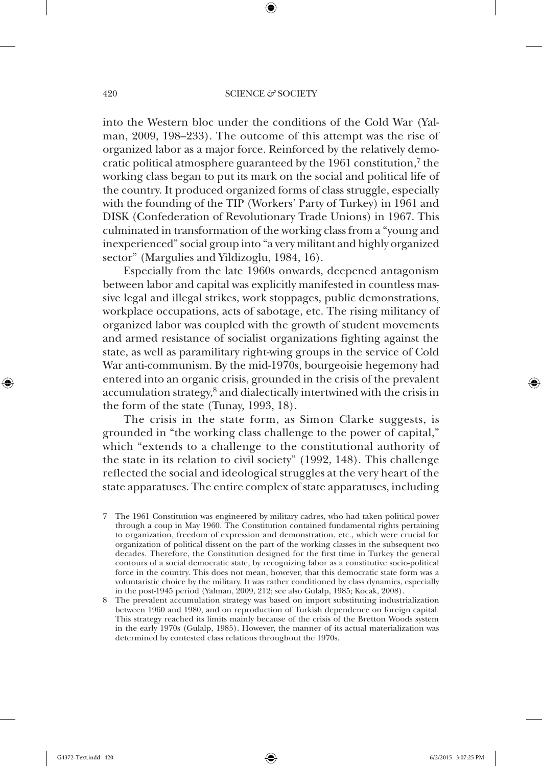into the Western bloc under the conditions of the Cold War (Yalman, 2009, 198–233). The outcome of this attempt was the rise of organized labor as a major force. Reinforced by the relatively democratic political atmosphere guaranteed by the 1961 constitution,[7] the working class began to put its mark on the social and political life of the country. It produced organized forms of class struggle, especially with the founding of the TIP (Workers' Party of Turkey) in 1961 and DISK (Confederation of Revolutionary Trade Unions) in 1967. This culminated in transformation of the working class from a "young and inexperienced" social group into "a very militant and highly organized sector" (Margulies and Yildizoglu, 1984, 16).

Especially from the late 1960s onwards, deepened antagonism between labor and capital was explicitly manifested in countless massive legal and illegal strikes, work stoppages, public demonstrations, workplace occupations, acts of sabotage, etc. The rising militancy of organized labor was coupled with the growth of student movements and armed resistance of socialist organizations fighting against the state, as well as paramilitary right-wing groups in the service of Cold War anti-communism. By the mid-1970s, bourgeoisie hegemony had entered into an organic crisis, grounded in the crisis of the prevalent accumulation strategy,[8] and dialectically intertwined with the crisis in the form of the state (Tunay, 1993, 18).

The crisis in the state form, as Simon Clarke suggests, is grounded in "the working class challenge to the power of capital," which "extends to a challenge to the constitutional authority of the state in its relation to civil society" (1992, 148). This challenge reflected the social and ideological struggles at the very heart of the state apparatuses. The entire complex of state apparatuses, including

7 The 1961 Constitution was engineered by military cadres, who had taken political power through a coup in May 1960. The Constitution contained fundamental rights pertaining to organization, freedom of expression and demonstration, etc., which were crucial for organization of political dissent on the part of the working classes in the subsequent two decades. Therefore, the Constitution designed for the first time in Turkey the general contours of a social democratic state, by recognizing labor as a constitutive socio-political force in the country. This does not mean, however, that this democratic state form was a voluntaristic choice by the military. It was rather conditioned by class dynamics, especially in the post-1945 period (Yalman, 2009, 212; see also Gulalp, 1985; Kocak, 2008).

8 The prevalent accumulation strategy was based on import substituting industrialization between 1960 and 1980, and on reproduction of Turkish dependence on foreign capital. This strategy reached its limits mainly because of the crisis of the Bretton Woods system in the early 1970s (Gulalp, 1985). However, the manner of its actual materialization was determined by contested class relations throughout the 1970s.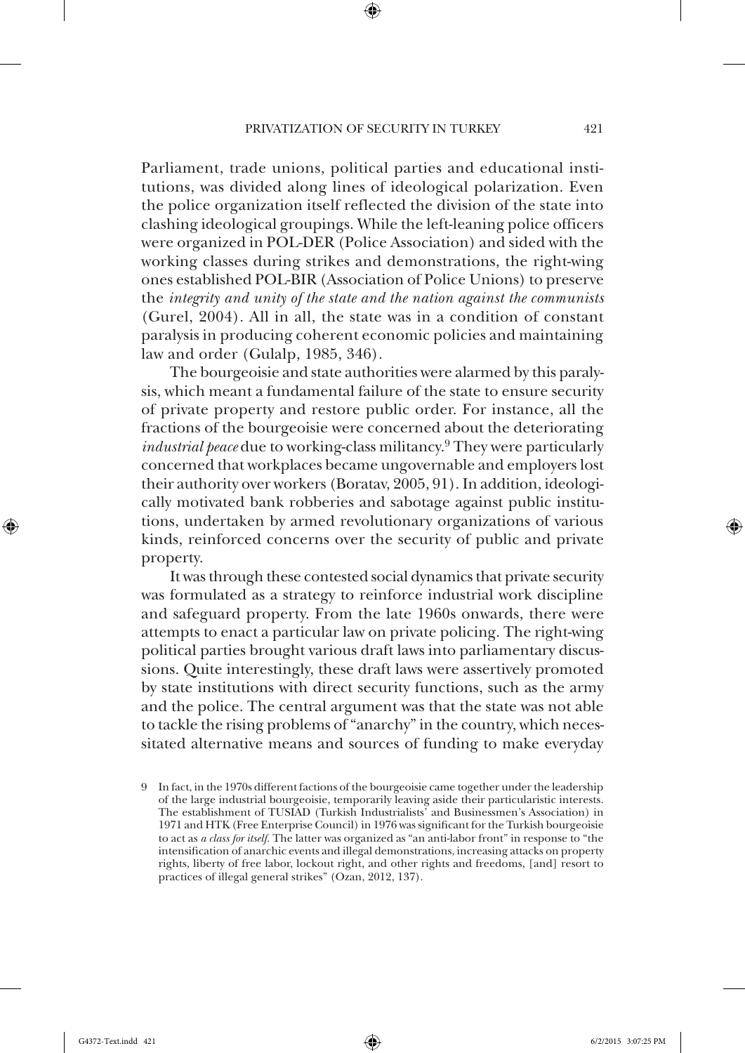Parliament, trade unions, political parties and educational institutions, was divided along lines of ideological polarization. Even the police organization itself reflected the division of the state into clashing ideological groupings. While the left-leaning police officers were organized in POL-DER (Police Association) and sided with the working classes during strikes and demonstrations, the right-wing ones established POL-BIR (Association of Police Unions) to preserve the *integrity and unity of the state and the nation against the communists* (Gurel, 2004). All in all, the state was in a condition of constant paralysis in producing coherent economic policies and maintaining law and order (Gulalp, 1985, 346).

The bourgeoisie and state authorities were alarmed by this paralysis, which meant a fundamental failure of the state to ensure security of private property and restore public order. For instance, all the fractions of the bourgeoisie were concerned about the deteriorating *industrial peace* due to working-class militancy.[9] They were particularly concerned that workplaces became ungovernable and employers lost their authority over workers (Boratav, 2005, 91). In addition, ideologically motivated bank robberies and sabotage against public institutions, undertaken by armed revolutionary organizations of various kinds, reinforced concerns over the security of public and private property.

It was through these contested social dynamics that private security was formulated as a strategy to reinforce industrial work discipline and safeguard property. From the late 1960s onwards, there were attempts to enact a particular law on private policing. The right-wing political parties brought various draft laws into parliamentary discussions. Quite interestingly, these draft laws were assertively promoted by state institutions with direct security functions, such as the army and the police. The central argument was that the state was not able to tackle the rising problems of "anarchy" in the country, which necessitated alternative means and sources of funding to make everyday

9 In fact, in the 1970s different factions of the bourgeoisie came together under the leadership of the large industrial bourgeoisie, temporarily leaving aside their particularistic interests. The establishment of TUSIAD (Turkish Industrialists' and Businessmen's Association) in 1971 and HTK (Free Enterprise Council) in 1976 was significant for the Turkish bourgeoisie to act as *a class for itself*. The latter was organized as "an anti-labor front" in response to "the intensification of anarchic events and illegal demonstrations, increasing attacks on property rights, liberty of free labor, lockout right, and other rights and freedoms, [and] resort to practices of illegal general strikes" (Ozan, 2012, 137).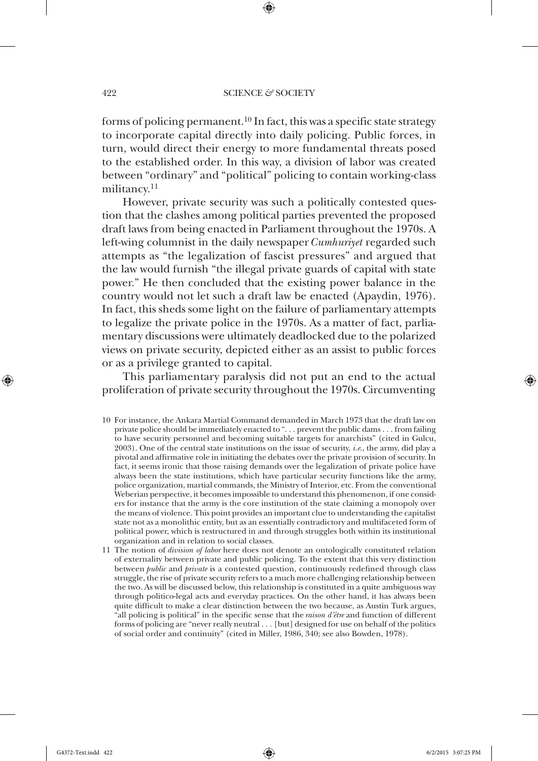forms of policing permanent.[10] In fact, this was a specific state strategy to incorporate capital directly into daily policing. Public forces, in turn, would direct their energy to more fundamental threats posed to the established order. In this way, a division of labor was created between "ordinary" and "political" policing to contain working-class militancy.[11]

However, private security was such a politically contested question that the clashes among political parties prevented the proposed draft laws from being enacted in Parliament throughout the 1970s. A left-wing columnist in the daily newspaper *Cumhuriyet* regarded such attempts as "the legalization of fascist pressures" and argued that the law would furnish "the illegal private guards of capital with state power." He then concluded that the existing power balance in the country would not let such a draft law be enacted (Apaydin, 1976). In fact, this sheds some light on the failure of parliamentary attempts to legalize the private police in the 1970s. As a matter of fact, parliamentary discussions were ultimately deadlocked due to the polarized views on private security, depicted either as an assist to public forces or as a privilege granted to capital.

This parliamentary paralysis did not put an end to the actual proliferation of private security throughout the 1970s. Circumventing

10 For instance, the Ankara Martial Command demanded in March 1973 that the draft law on private police should be immediately enacted to ". . . prevent the public dams . . . from failing to have security personnel and becoming suitable targets for anarchists" (cited in Gulcu, 2003). One of the central state institutions on the issue of security, *i.e.*, the army, did play a pivotal and affirmative role in initiating the debates over the private provision of security. In fact, it seems ironic that those raising demands over the legalization of private police have always been the state institutions, which have particular security functions like the army, police organization, martial commands, the Ministry of Interior, etc. From the conventional Weberian perspective, it becomes impossible to understand this phenomenon, if one considers for instance that the army is the core institution of the state claiming a monopoly over the means of violence. This point provides an important clue to understanding the capitalist state not as a monolithic entity, but as an essentially contradictory and multifaceted form of political power, which is restructured in and through struggles both within its institutional organization and in relation to social classes.

11 The notion of *division of labor* here does not denote an ontologically constituted relation of externality between private and public policing. To the extent that this very distinction between *public* and *private* is a contested question, continuously redefined through class struggle, the rise of private security refers to a much more challenging relationship between the two. As will be discussed below, this relationship is constituted in a quite ambiguous way through politico-legal acts and everyday practices. On the other hand, it has always been quite difficult to make a clear distinction between the two because, as Austin Turk argues, "all policing is political" in the specific sense that the *raison d'être* and function of different forms of policing are "never really neutral . . . [but] designed for use on behalf of the politics of social order and continuity" (cited in Miller, 1986, 340; see also Bowden, 1978).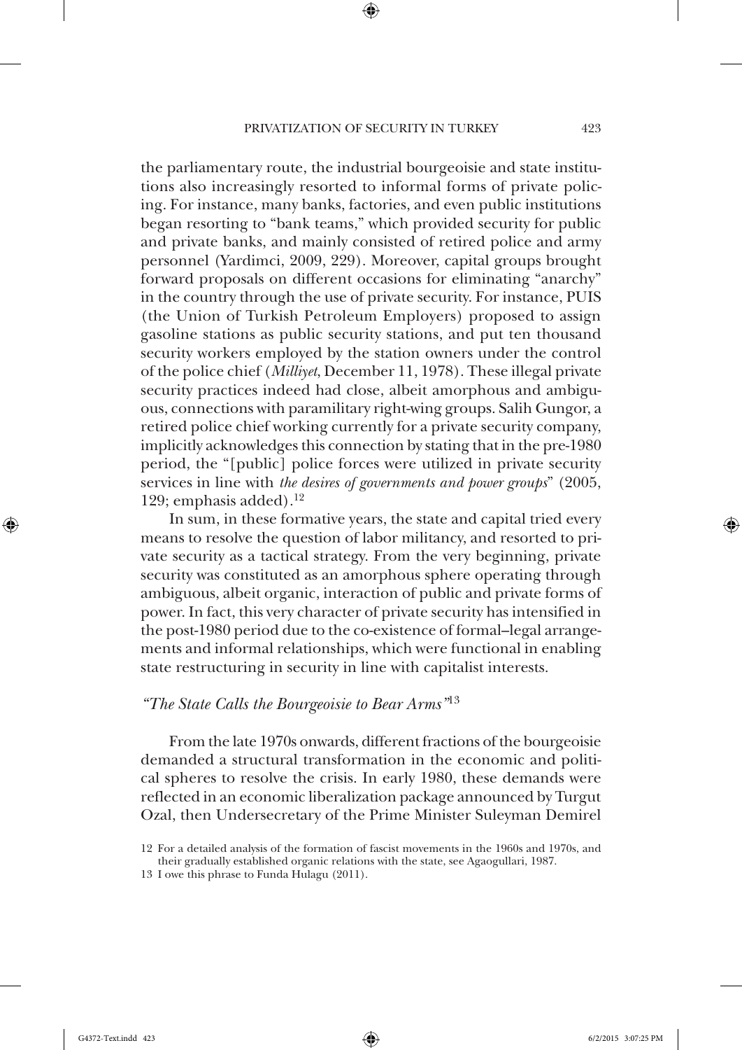the parliamentary route, the industrial bourgeoisie and state institutions also increasingly resorted to informal forms of private policing. For instance, many banks, factories, and even public institutions began resorting to "bank teams," which provided security for public and private banks, and mainly consisted of retired police and army personnel (Yardimci, 2009, 229). Moreover, capital groups brought forward proposals on different occasions for eliminating "anarchy" in the country through the use of private security. For instance, PUIS (the Union of Turkish Petroleum Employers) proposed to assign gasoline stations as public security stations, and put ten thousand security workers employed by the station owners under the control of the police chief (*Milliyet*, December 11, 1978). These illegal private security practices indeed had close, albeit amorphous and ambiguous, connections with paramilitary right-wing groups. Salih Gungor, a retired police chief working currently for a private security company, implicitly acknowledges this connection by stating that in the pre-1980 period, the "[public] police forces were utilized in private security services in line with *the desires of governments and power groups*" (2005, 129; emphasis added).[12]

In sum, in these formative years, the state and capital tried every means to resolve the question of labor militancy, and resorted to private security as a tactical strategy. From the very beginning, private security was constituted as an amorphous sphere operating through ambiguous, albeit organic, interaction of public and private forms of power. In fact, this very character of private security has intensified in the post-1980 period due to the co-existence of formal–legal arrangements and informal relationships, which were functional in enabling state restructuring in security in line with capitalist interests.

### *"The State Calls the Bourgeoisie to Bear Arms"*[13]

From the late 1970s onwards, different fractions of the bourgeoisie demanded a structural transformation in the economic and political spheres to resolve the crisis. In early 1980, these demands were reflected in an economic liberalization package announced by Turgut Ozal, then Undersecretary of the Prime Minister Suleyman Demirel

12 For a detailed analysis of the formation of fascist movements in the 1960s and 1970s, and their gradually established organic relations with the state, see Agaogullari, 1987.

13 I owe this phrase to Funda Hulagu (2011).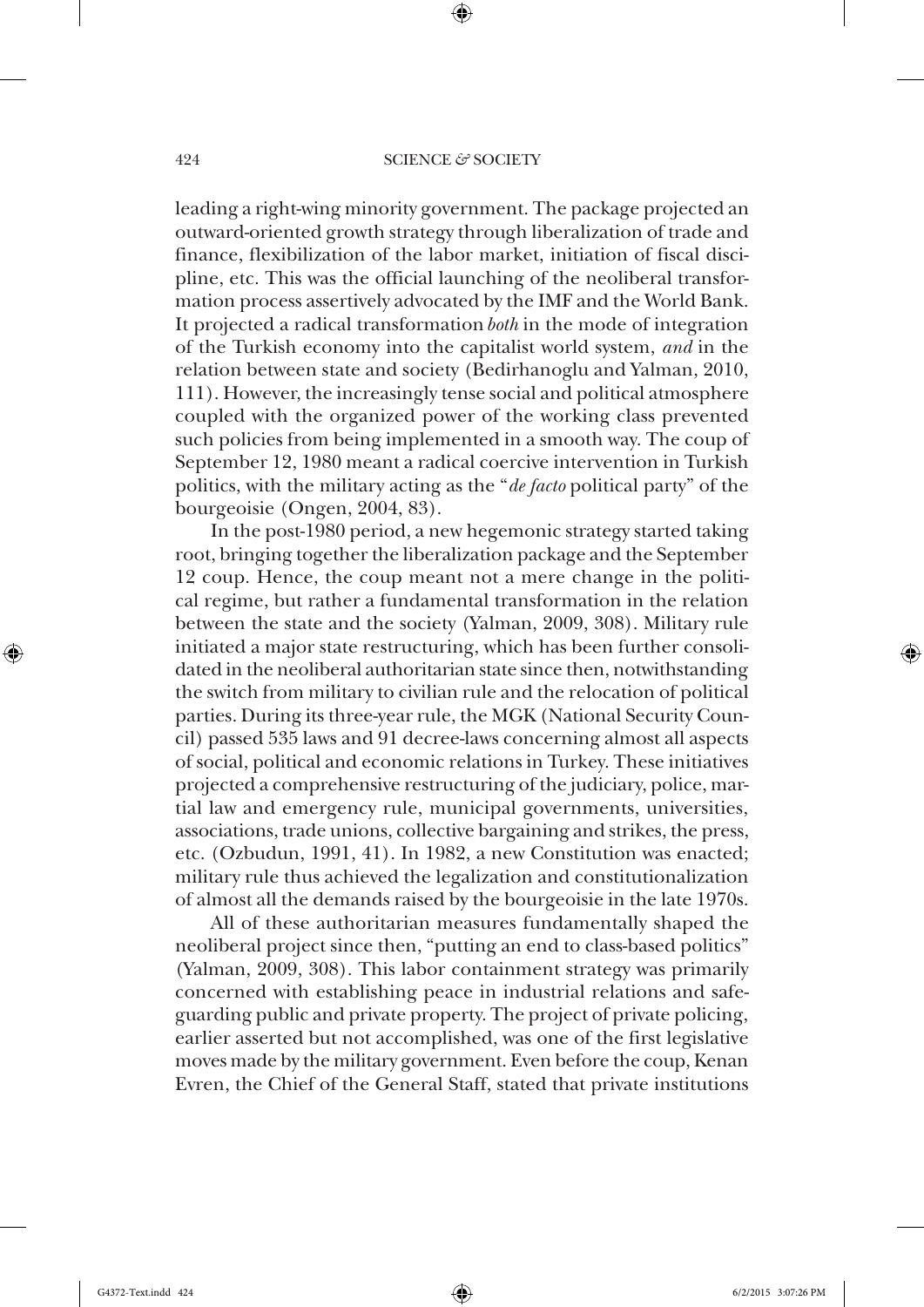leading a right-wing minority government. The package projected an outward-oriented growth strategy through liberalization of trade and finance, flexibilization of the labor market, initiation of fiscal discipline, etc. This was the official launching of the neoliberal transformation process assertively advocated by the IMF and the World Bank. It projected a radical transformation *both* in the mode of integration of the Turkish economy into the capitalist world system, *and* in the relation between state and society (Bedirhanoglu and Yalman, 2010, 111). However, the increasingly tense social and political atmosphere coupled with the organized power of the working class prevented such policies from being implemented in a smooth way. The coup of September 12, 1980 meant a radical coercive intervention in Turkish politics, with the military acting as the "*de facto* political party" of the bourgeoisie (Ongen, 2004, 83).

In the post-1980 period, a new hegemonic strategy started taking root, bringing together the liberalization package and the September 12 coup. Hence, the coup meant not a mere change in the political regime, but rather a fundamental transformation in the relation between the state and the society (Yalman, 2009, 308). Military rule initiated a major state restructuring, which has been further consolidated in the neoliberal authoritarian state since then, notwithstanding the switch from military to civilian rule and the relocation of political parties. During its three-year rule, the MGK (National Security Council) passed 535 laws and 91 decree-laws concerning almost all aspects of social, political and economic relations in Turkey. These initiatives projected a comprehensive restructuring of the judiciary, police, martial law and emergency rule, municipal governments, universities, associations, trade unions, collective bargaining and strikes, the press, etc. (Ozbudun, 1991, 41). In 1982, a new Constitution was enacted; military rule thus achieved the legalization and constitutionalization of almost all the demands raised by the bourgeoisie in the late 1970s.

All of these authoritarian measures fundamentally shaped the neoliberal project since then, "putting an end to class-based politics" (Yalman, 2009, 308). This labor containment strategy was primarily concerned with establishing peace in industrial relations and safeguarding public and private property. The project of private policing, earlier asserted but not accomplished, was one of the first legislative moves made by the military government. Even before the coup, Kenan Evren, the Chief of the General Staff, stated that private institutions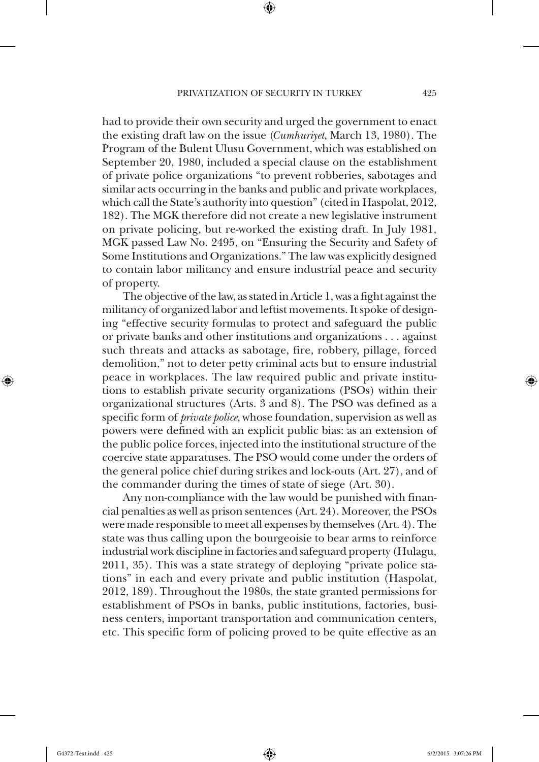had to provide their own security and urged the government to enact the existing draft law on the issue (*Cumhuriyet*, March 13, 1980). The Program of the Bulent Ulusu Government, which was established on September 20, 1980, included a special clause on the establishment of private police organizations "to prevent robberies, sabotages and similar acts occurring in the banks and public and private workplaces, which call the State's authority into question" (cited in Haspolat, 2012, 182). The MGK therefore did not create a new legislative instrument on private policing, but re-worked the existing draft. In July 1981, MGK passed Law No. 2495, on "Ensuring the Security and Safety of Some Institutions and Organizations." The law was explicitly designed to contain labor militancy and ensure industrial peace and security of property.

The objective of the law, as stated in Article 1, was a fight against the militancy of organized labor and leftist movements. It spoke of designing "effective security formulas to protect and safeguard the public or private banks and other institutions and organizations . . . against such threats and attacks as sabotage, fire, robbery, pillage, forced demolition," not to deter petty criminal acts but to ensure industrial peace in workplaces. The law required public and private institutions to establish private security organizations (PSOs) within their organizational structures (Arts. 3 and 8). The PSO was defined as a specific form of *private police*, whose foundation, supervision as well as powers were defined with an explicit public bias: as an extension of the public police forces, injected into the institutional structure of the coercive state apparatuses. The PSO would come under the orders of the general police chief during strikes and lock-outs (Art. 27), and of the commander during the times of state of siege (Art. 30).

Any non-compliance with the law would be punished with financial penalties as well as prison sentences (Art. 24). Moreover, the PSOs were made responsible to meet all expenses by themselves (Art. 4). The state was thus calling upon the bourgeoisie to bear arms to reinforce industrial work discipline in factories and safeguard property (Hulagu, 2011, 35). This was a state strategy of deploying "private police stations" in each and every private and public institution (Haspolat, 2012, 189). Throughout the 1980s, the state granted permissions for establishment of PSOs in banks, public institutions, factories, business centers, important transportation and communication centers, etc. This specific form of policing proved to be quite effective as an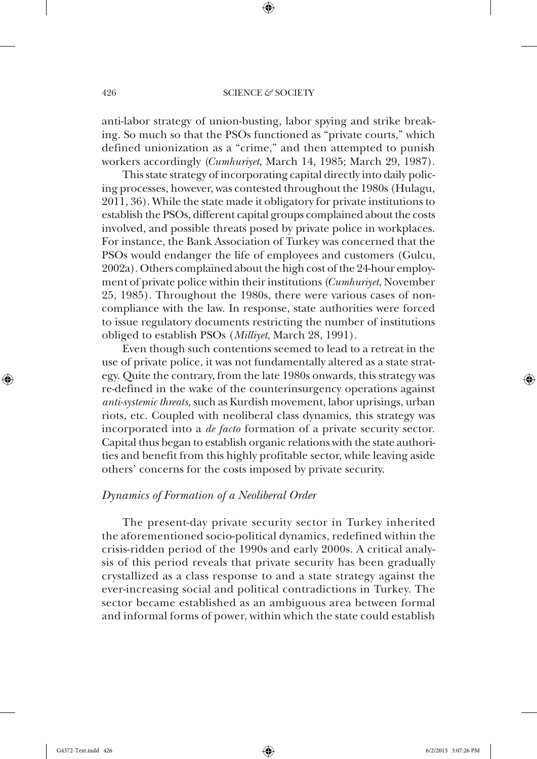anti-labor strategy of union-busting, labor spying and strike breaking. So much so that the PSOs functioned as "private courts," which defined unionization as a "crime," and then attempted to punish workers accordingly (*Cumhuriyet*, March 14, 1985; March 29, 1987).

This state strategy of incorporating capital directly into daily policing processes, however, was contested throughout the 1980s (Hulagu, 2011, 36). While the state made it obligatory for private institutions to establish the PSOs, different capital groups complained about the costs involved, and possible threats posed by private police in workplaces. For instance, the Bank Association of Turkey was concerned that the PSOs would endanger the life of employees and customers (Gulcu, 2002a). Others complained about the high cost of the 24-hour employment of private police within their institutions (*Cumhuriyet*, November 25, 1985). Throughout the 1980s, there were various cases of non-compliance with the law. In response, state authorities were forced to issue regulatory documents restricting the number of institutions obliged to establish PSOs (*Milliyet*, March 28, 1991).

Even though such contentions seemed to lead to a retreat in the use of private police, it was not fundamentally altered as a state strategy. Quite the contrary, from the late 1980s onwards, this strategy was re-defined in the wake of the counterinsurgency operations against *anti-systemic threats,* such as Kurdish movement, labor uprisings, urban riots, etc. Coupled with neoliberal class dynamics, this strategy was incorporated into a *de facto* formation of a private security sector. Capital thus began to establish organic relations with the state authorities and benefit from this highly profitable sector, while leaving aside others' concerns for the costs imposed by private security.

### *Dynamics of Formation of a Neoliberal Order*

The present-day private security sector in Turkey inherited the aforementioned socio-political dynamics, redefined within the crisis-ridden period of the 1990s and early 2000s. A critical analysis of this period reveals that private security has been gradually crystallized as a class response to and a state strategy against the ever-increasing social and political contradictions in Turkey. The sector became established as an ambiguous area between formal and informal forms of power, within which the state could establish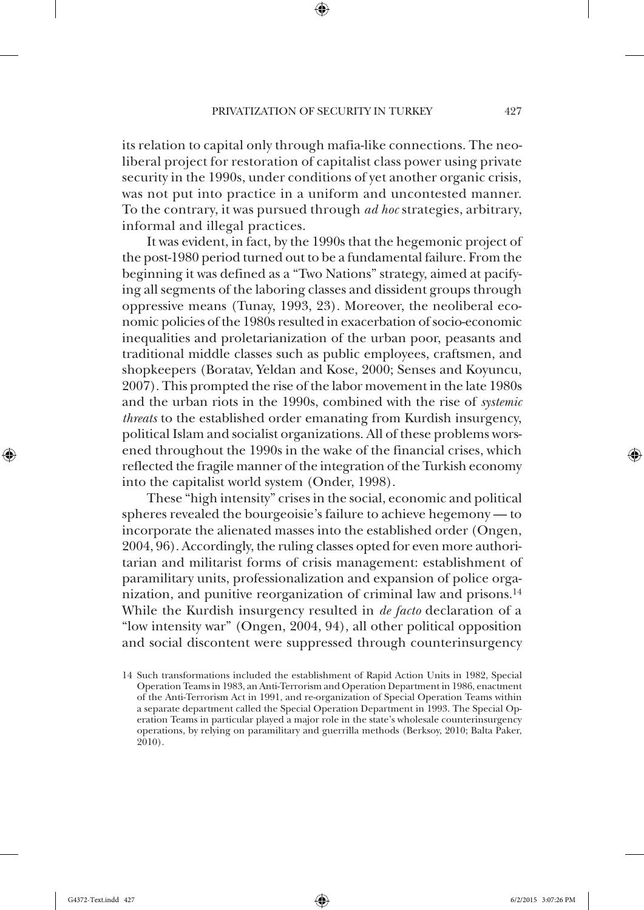its relation to capital only through mafia-like connections. The neoliberal project for restoration of capitalist class power using private security in the 1990s, under conditions of yet another organic crisis, was not put into practice in a uniform and uncontested manner. To the contrary, it was pursued through *ad hoc* strategies, arbitrary, informal and illegal practices.

It was evident, in fact, by the 1990s that the hegemonic project of the post-1980 period turned out to be a fundamental failure. From the beginning it was defined as a "Two Nations" strategy, aimed at pacifying all segments of the laboring classes and dissident groups through oppressive means (Tunay, 1993, 23). Moreover, the neoliberal economic policies of the 1980s resulted in exacerbation of socio-economic inequalities and proletarianization of the urban poor, peasants and traditional middle classes such as public employees, craftsmen, and shopkeepers (Boratav, Yeldan and Kose, 2000; Senses and Koyuncu, 2007). This prompted the rise of the labor movement in the late 1980s and the urban riots in the 1990s, combined with the rise of *systemic threats* to the established order emanating from Kurdish insurgency, political Islam and socialist organizations. All of these problems worsened throughout the 1990s in the wake of the financial crises, which reflected the fragile manner of the integration of the Turkish economy into the capitalist world system (Onder, 1998).

These "high intensity" crises in the social, economic and political spheres revealed the bourgeoisie's failure to achieve hegemony — to incorporate the alienated masses into the established order (Ongen, 2004, 96). Accordingly, the ruling classes opted for even more authoritarian and militarist forms of crisis management: establishment of paramilitary units, professionalization and expansion of police organization, and punitive reorganization of criminal law and prisons.[14] While the Kurdish insurgency resulted in *de facto* declaration of a "low intensity war" (Ongen, 2004, 94), all other political opposition and social discontent were suppressed through counterinsurgency

14 Such transformations included the establishment of Rapid Action Units in 1982, Special Operation Teams in 1983, an Anti-Terrorism and Operation Department in 1986, enactment of the Anti-Terrorism Act in 1991, and re-organization of Special Operation Teams within a separate department called the Special Operation Department in 1993. The Special Operation Teams in particular played a major role in the state's wholesale counterinsurgency operations, by relying on paramilitary and guerrilla methods (Berksoy, 2010; Balta Paker, 2010).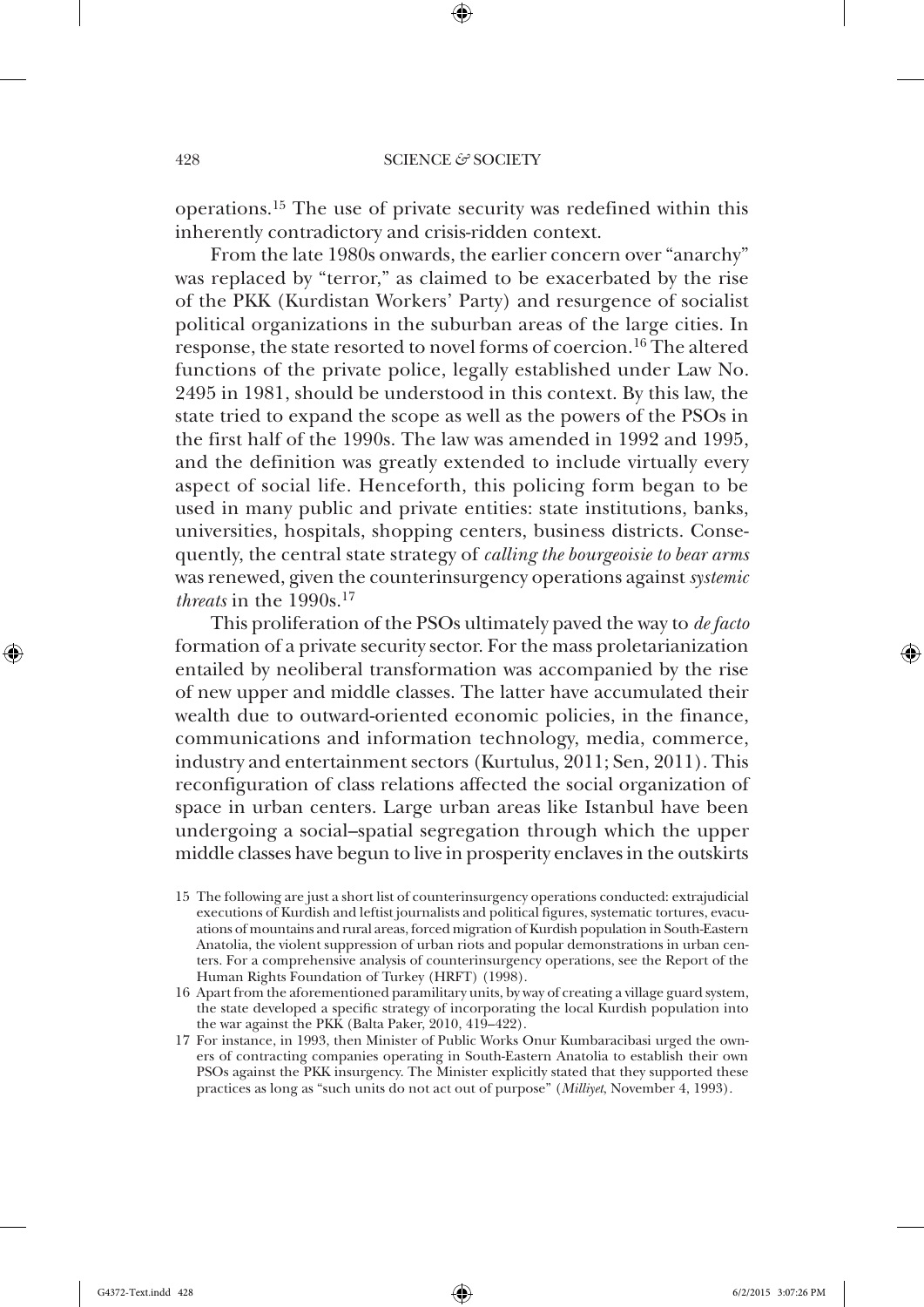operations.[15] The use of private security was redefined within this inherently contradictory and crisis-ridden context.

From the late 1980s onwards, the earlier concern over "anarchy" was replaced by "terror," as claimed to be exacerbated by the rise of the PKK (Kurdistan Workers' Party) and resurgence of socialist political organizations in the suburban areas of the large cities. In response, the state resorted to novel forms of coercion.[16] The altered functions of the private police, legally established under Law No. 2495 in 1981, should be understood in this context. By this law, the state tried to expand the scope as well as the powers of the PSOs in the first half of the 1990s. The law was amended in 1992 and 1995, and the definition was greatly extended to include virtually every aspect of social life. Henceforth, this policing form began to be used in many public and private entities: state institutions, banks, universities, hospitals, shopping centers, business districts. Consequently, the central state strategy of *calling the bourgeoisie to bear arms* was renewed, given the counterinsurgency operations against *systemic threats* in the 1990s.[17]

This proliferation of the PSOs ultimately paved the way to *de facto* formation of a private security sector. For the mass proletarianization entailed by neoliberal transformation was accompanied by the rise of new upper and middle classes. The latter have accumulated their wealth due to outward-oriented economic policies, in the finance, communications and information technology, media, commerce, industry and entertainment sectors (Kurtulus, 2011; Sen, 2011). This reconfiguration of class relations affected the social organization of space in urban centers. Large urban areas like Istanbul have been undergoing a social–spatial segregation through which the upper middle classes have begun to live in prosperity enclaves in the outskirts

15 The following are just a short list of counterinsurgency operations conducted: extrajudicial executions of Kurdish and leftist journalists and political figures, systematic tortures, evacuations of mountains and rural areas, forced migration of Kurdish population in South-Eastern Anatolia, the violent suppression of urban riots and popular demonstrations in urban centers. For a comprehensive analysis of counterinsurgency operations, see the Report of the Human Rights Foundation of Turkey (HRFT) (1998).

16 Apart from the aforementioned paramilitary units, by way of creating a village guard system, the state developed a specific strategy of incorporating the local Kurdish population into the war against the PKK (Balta Paker, 2010, 419–422).

17 For instance, in 1993, then Minister of Public Works Onur Kumbaracibasi urged the owners of contracting companies operating in South-Eastern Anatolia to establish their own PSOs against the PKK insurgency. The Minister explicitly stated that they supported these practices as long as "such units do not act out of purpose" (*Milliyet*, November 4, 1993).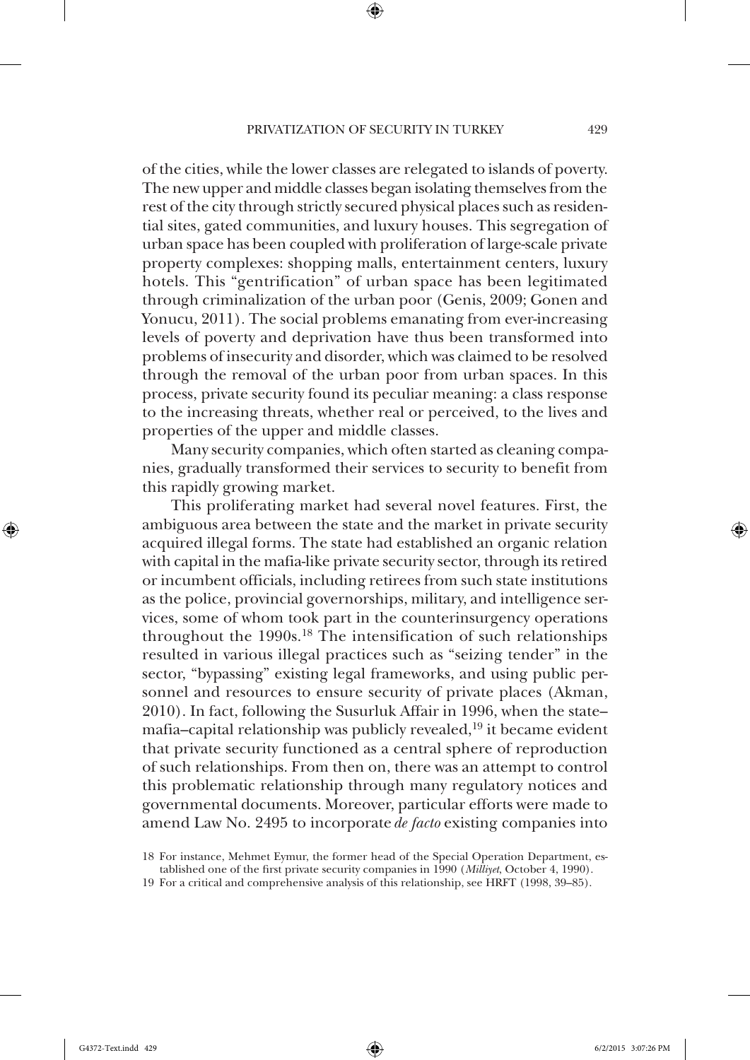of the cities, while the lower classes are relegated to islands of poverty. The new upper and middle classes began isolating themselves from the rest of the city through strictly secured physical places such as residential sites, gated communities, and luxury houses. This segregation of urban space has been coupled with proliferation of large-scale private property complexes: shopping malls, entertainment centers, luxury hotels. This "gentrification" of urban space has been legitimated through criminalization of the urban poor (Genis, 2009; Gonen and Yonucu, 2011). The social problems emanating from ever-increasing levels of poverty and deprivation have thus been transformed into problems of insecurity and disorder, which was claimed to be resolved through the removal of the urban poor from urban spaces. In this process, private security found its peculiar meaning: a class response to the increasing threats, whether real or perceived, to the lives and properties of the upper and middle classes.

Many security companies, which often started as cleaning companies, gradually transformed their services to security to benefit from this rapidly growing market.

This proliferating market had several novel features. First, the ambiguous area between the state and the market in private security acquired illegal forms. The state had established an organic relation with capital in the mafia-like private security sector, through its retired or incumbent officials, including retirees from such state institutions as the police, provincial governorships, military, and intelligence services, some of whom took part in the counterinsurgency operations throughout the 1990s.[18] The intensification of such relationships resulted in various illegal practices such as "seizing tender" in the sector, "bypassing" existing legal frameworks, and using public personnel and resources to ensure security of private places (Akman, 2010). In fact, following the Susurluk Affair in 1996, when the state–mafia–capital relationship was publicly revealed,[19] it became evident that private security functioned as a central sphere of reproduction of such relationships. From then on, there was an attempt to control this problematic relationship through many regulatory notices and governmental documents. Moreover, particular efforts were made to amend Law No. 2495 to incorporate *de facto* existing companies into

18 For instance, Mehmet Eymur, the former head of the Special Operation Department, established one of the first private security companies in 1990 (*Milliyet*, October 4, 1990).

19 For a critical and comprehensive analysis of this relationship, see HRFT (1998, 39–85).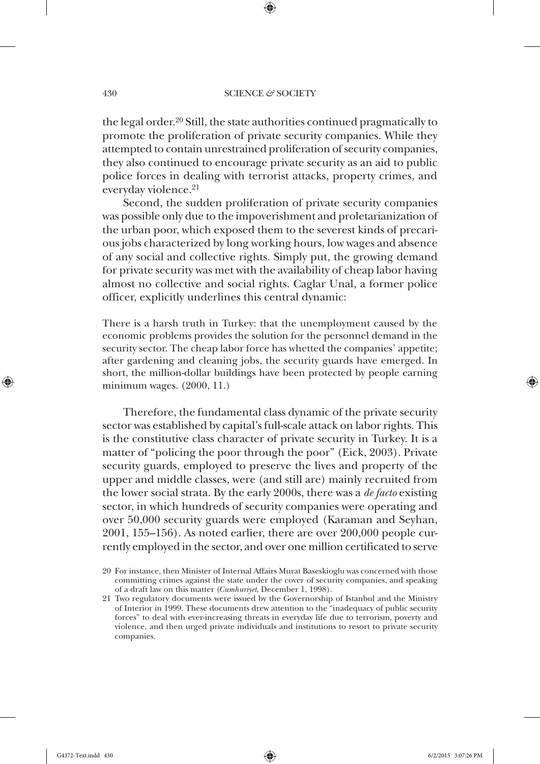the legal order.[20] Still, the state authorities continued pragmatically to promote the proliferation of private security companies. While they attempted to contain unrestrained proliferation of security companies, they also continued to encourage private security as an aid to public police forces in dealing with terrorist attacks, property crimes, and everyday violence.[21]

Second, the sudden proliferation of private security companies was possible only due to the impoverishment and proletarianization of the urban poor, which exposed them to the severest kinds of precarious jobs characterized by long working hours, low wages and absence of any social and collective rights. Simply put, the growing demand for private security was met with the availability of cheap labor having almost no collective and social rights. Caglar Unal, a former police officer, explicitly underlines this central dynamic:

> There is a harsh truth in Turkey: that the unemployment caused by the economic problems provides the solution for the personnel demand in the security sector. The cheap labor force has whetted the companies' appetite; after gardening and cleaning jobs, the security guards have emerged. In short, the million-dollar buildings have been protected by people earning minimum wages. (2000, 11.)

Therefore, the fundamental class dynamic of the private security sector was established by capital's full-scale attack on labor rights. This is the constitutive class character of private security in Turkey. It is a matter of "policing the poor through the poor" (Eick, 2003). Private security guards, employed to preserve the lives and property of the upper and middle classes, were (and still are) mainly recruited from the lower social strata. By the early 2000s, there was a *de facto* existing sector, in which hundreds of security companies were operating and over 50,000 security guards were employed (Karaman and Seyhan, 2001, 155–156). As noted earlier, there are over 200,000 people currently employed in the sector, and over one million certificated to serve

20 For instance, then Minister of Internal Affairs Murat Baseskioglu was concerned with those committing crimes against the state under the cover of security companies, and speaking of a draft law on this matter (*Cumhuriyet*, December 1, 1998).

21 Two regulatory documents were issued by the Governorship of Istanbul and the Ministry of Interior in 1999. These documents drew attention to the "inadequacy of public security forces" to deal with ever-increasing threats in everyday life due to terrorism, poverty and violence, and then urged private individuals and institutions to resort to private security companies.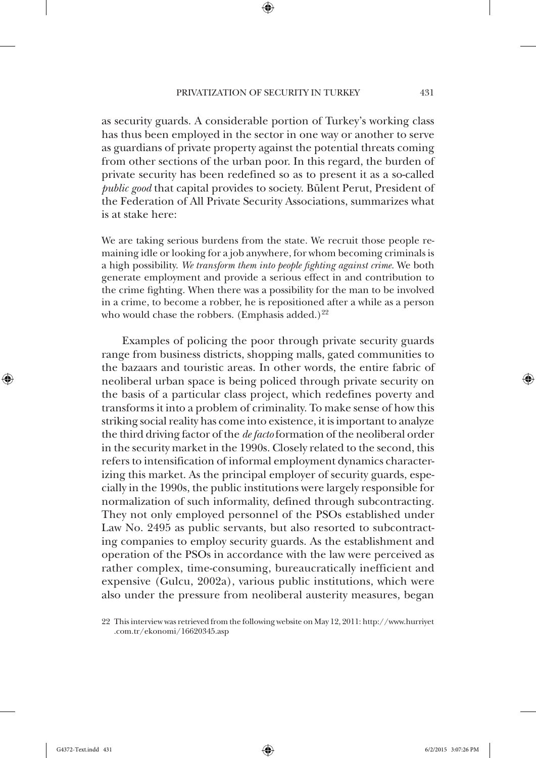as security guards. A considerable portion of Turkey's working class has thus been employed in the sector in one way or another to serve as guardians of private property against the potential threats coming from other sections of the urban poor. In this regard, the burden of private security has been redefined so as to present it as a so-called *public good* that capital provides to society. Bülent Perut, President of the Federation of All Private Security Associations, summarizes what is at stake here:

> We are taking serious burdens from the state. We recruit those people remaining idle or looking for a job anywhere, for whom becoming criminals is a high possibility. *We transform them into people fighting against crime.* We both generate employment and provide a serious effect in and contribution to the crime fighting. When there was a possibility for the man to be involved in a crime, to become a robber, he is repositioned after a while as a person who would chase the robbers. (Emphasis added.)[22]

Examples of policing the poor through private security guards range from business districts, shopping malls, gated communities to the bazaars and touristic areas. In other words, the entire fabric of neoliberal urban space is being policed through private security on the basis of a particular class project, which redefines poverty and transforms it into a problem of criminality. To make sense of how this striking social reality has come into existence, it is important to analyze the third driving factor of the *de facto* formation of the neoliberal order in the security market in the 1990s. Closely related to the second, this refers to intensification of informal employment dynamics characterizing this market. As the principal employer of security guards, especially in the 1990s, the public institutions were largely responsible for normalization of such informality, defined through subcontracting. They not only employed personnel of the PSOs established under Law No. 2495 as public servants, but also resorted to subcontracting companies to employ security guards. As the establishment and operation of the PSOs in accordance with the law were perceived as rather complex, time-consuming, bureaucratically inefficient and expensive (Gulcu, 2002a), various public institutions, which were also under the pressure from neoliberal austerity measures, began

22 This interview was retrieved from the following website on May 12, 2011: http://www.hurriyet.com.tr/ekonomi/16620345.asp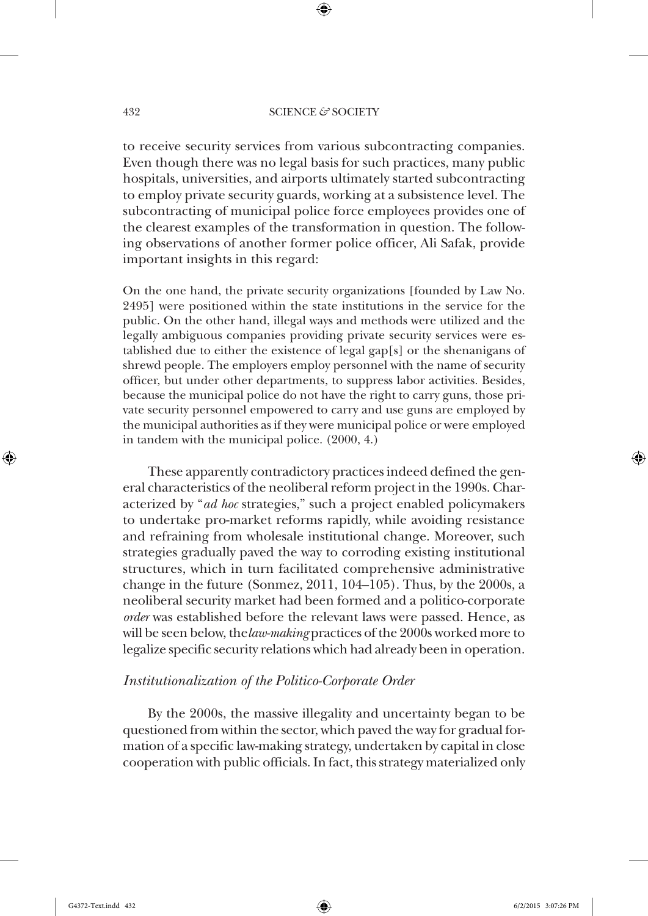to receive security services from various subcontracting companies. Even though there was no legal basis for such practices, many public hospitals, universities, and airports ultimately started subcontracting to employ private security guards, working at a subsistence level. The subcontracting of municipal police force employees provides one of the clearest examples of the transformation in question. The following observations of another former police officer, Ali Safak, provide important insights in this regard:

> On the one hand, the private security organizations [founded by Law No. 2495] were positioned within the state institutions in the service for the public. On the other hand, illegal ways and methods were utilized and the legally ambiguous companies providing private security services were established due to either the existence of legal gap[s] or the shenanigans of shrewd people. The employers employ personnel with the name of security officer, but under other departments, to suppress labor activities. Besides, because the municipal police do not have the right to carry guns, those private security personnel empowered to carry and use guns are employed by the municipal authorities as if they were municipal police or were employed in tandem with the municipal police. (2000, 4.)

These apparently contradictory practices indeed defined the general characteristics of the neoliberal reform project in the 1990s. Characterized by "*ad hoc* strategies," such a project enabled policymakers to undertake pro-market reforms rapidly, while avoiding resistance and refraining from wholesale institutional change. Moreover, such strategies gradually paved the way to corroding existing institutional structures, which in turn facilitated comprehensive administrative change in the future (Sonmez, 2011, 104–105). Thus, by the 2000s, a neoliberal security market had been formed and a politico-corporate *order* was established before the relevant laws were passed. Hence, as will be seen below, the *law-making* practices of the 2000s worked more to legalize specific security relations which had already been in operation.

### *Institutionalization of the Politico-Corporate Order*

By the 2000s, the massive illegality and uncertainty began to be questioned from within the sector, which paved the way for gradual formation of a specific law-making strategy, undertaken by capital in close cooperation with public officials. In fact, this strategy materialized only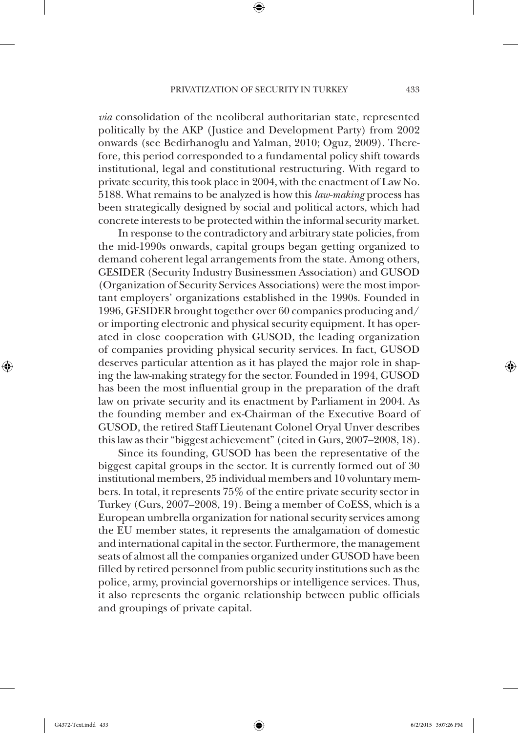*via* consolidation of the neoliberal authoritarian state, represented politically by the AKP (Justice and Development Party) from 2002 onwards (see Bedirhanoglu and Yalman, 2010; Oguz, 2009). Therefore, this period corresponded to a fundamental policy shift towards institutional, legal and constitutional restructuring. With regard to private security, this took place in 2004, with the enactment of Law No. 5188. What remains to be analyzed is how this *law-making* process has been strategically designed by social and political actors, which had concrete interests to be protected within the informal security market.

In response to the contradictory and arbitrary state policies, from the mid-1990s onwards, capital groups began getting organized to demand coherent legal arrangements from the state. Among others, GESIDER (Security Industry Businessmen Association) and GUSOD (Organization of Security Services Associations) were the most important employers' organizations established in the 1990s. Founded in 1996, GESIDER brought together over 60 companies producing and/or importing electronic and physical security equipment. It has operated in close cooperation with GUSOD, the leading organization of companies providing physical security services. In fact, GUSOD deserves particular attention as it has played the major role in shaping the law-making strategy for the sector. Founded in 1994, GUSOD has been the most influential group in the preparation of the draft law on private security and its enactment by Parliament in 2004. As the founding member and ex-Chairman of the Executive Board of GUSOD, the retired Staff Lieutenant Colonel Oryal Unver describes this law as their "biggest achievement" (cited in Gurs, 2007–2008, 18).

Since its founding, GUSOD has been the representative of the biggest capital groups in the sector. It is currently formed out of 30 institutional members, 25 individual members and 10 voluntary members. In total, it represents 75% of the entire private security sector in Turkey (Gurs, 2007–2008, 19). Being a member of CoESS, which is a European umbrella organization for national security services among the EU member states, it represents the amalgamation of domestic and international capital in the sector. Furthermore, the management seats of almost all the companies organized under GUSOD have been filled by retired personnel from public security institutions such as the police, army, provincial governorships or intelligence services. Thus, it also represents the organic relationship between public officials and groupings of private capital.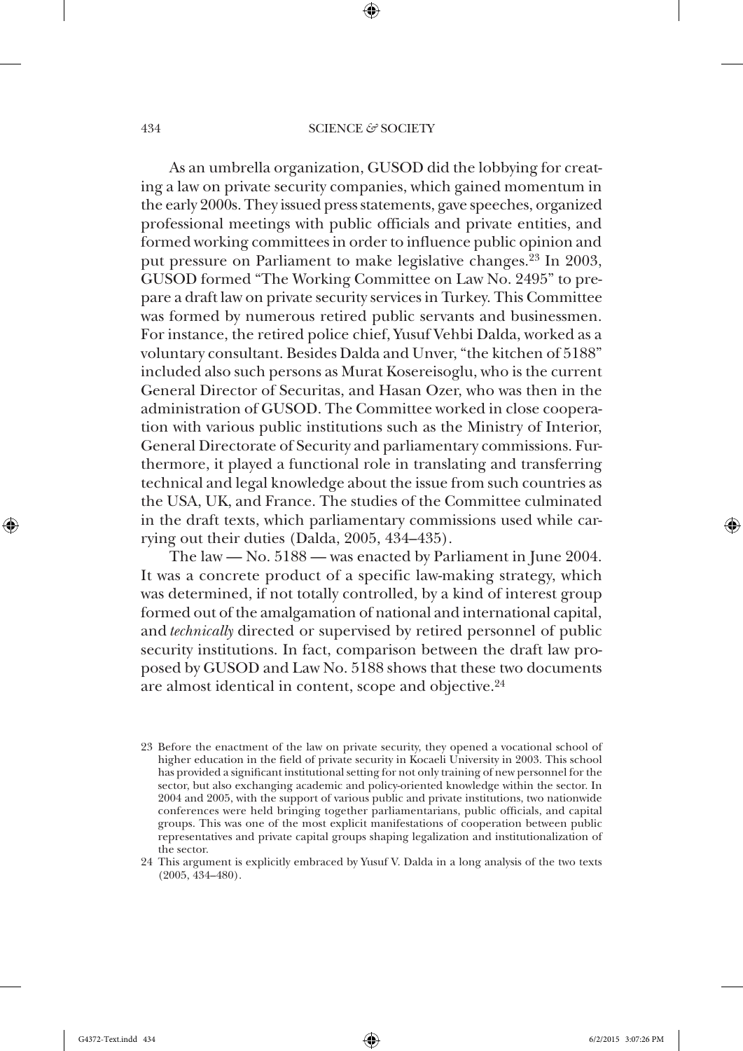As an umbrella organization, GUSOD did the lobbying for creating a law on private security companies, which gained momentum in the early 2000s. They issued press statements, gave speeches, organized professional meetings with public officials and private entities, and formed working committees in order to influence public opinion and put pressure on Parliament to make legislative changes.[23] In 2003, GUSOD formed "The Working Committee on Law No. 2495" to prepare a draft law on private security services in Turkey. This Committee was formed by numerous retired public servants and businessmen. For instance, the retired police chief, Yusuf Vehbi Dalda, worked as a voluntary consultant. Besides Dalda and Unver, "the kitchen of 5188" included also such persons as Murat Kosereisoglu, who is the current General Director of Securitas, and Hasan Ozer, who was then in the administration of GUSOD. The Committee worked in close cooperation with various public institutions such as the Ministry of Interior, General Directorate of Security and parliamentary commissions. Furthermore, it played a functional role in translating and transferring technical and legal knowledge about the issue from such countries as the USA, UK, and France. The studies of the Committee culminated in the draft texts, which parliamentary commissions used while carrying out their duties (Dalda, 2005, 434–435).

The law — No. 5188 — was enacted by Parliament in June 2004. It was a concrete product of a specific law-making strategy, which was determined, if not totally controlled, by a kind of interest group formed out of the amalgamation of national and international capital, and *technically* directed or supervised by retired personnel of public security institutions. In fact, comparison between the draft law proposed by GUSOD and Law No. 5188 shows that these two documents are almost identical in content, scope and objective.[24]

23 Before the enactment of the law on private security, they opened a vocational school of higher education in the field of private security in Kocaeli University in 2003. This school has provided a significant institutional setting for not only training of new personnel for the sector, but also exchanging academic and policy-oriented knowledge within the sector. In 2004 and 2005, with the support of various public and private institutions, two nationwide conferences were held bringing together parliamentarians, public officials, and capital groups. This was one of the most explicit manifestations of cooperation between public representatives and private capital groups shaping legalization and institutionalization of the sector.

24 This argument is explicitly embraced by Yusuf V. Dalda in a long analysis of the two texts (2005, 434–480).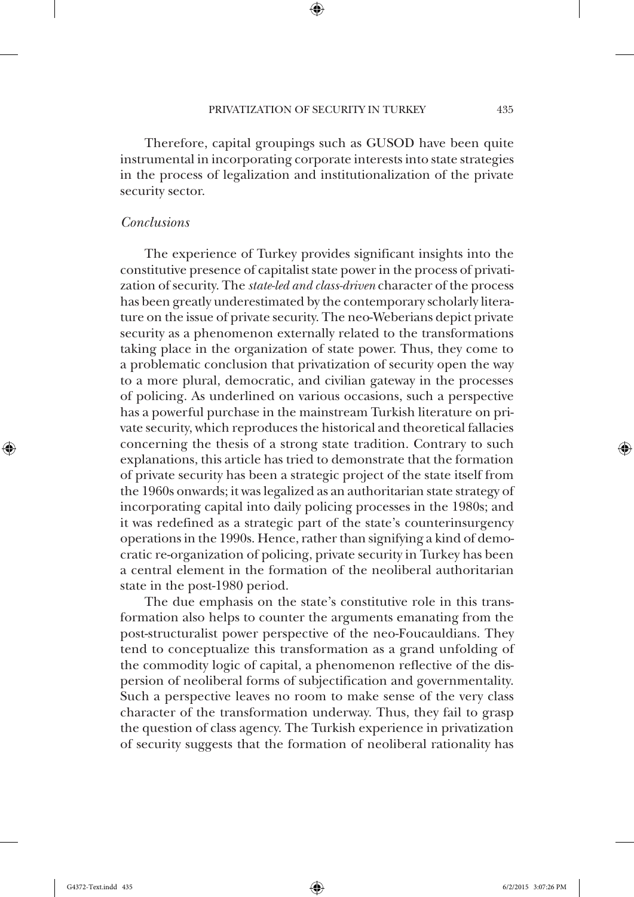Therefore, capital groupings such as GUSOD have been quite instrumental in incorporating corporate interests into state strategies in the process of legalization and institutionalization of the private security sector.

### *Conclusions*

The experience of Turkey provides significant insights into the constitutive presence of capitalist state power in the process of privatization of security. The *state-led and class-driven* character of the process has been greatly underestimated by the contemporary scholarly literature on the issue of private security. The neo-Weberians depict private security as a phenomenon externally related to the transformations taking place in the organization of state power. Thus, they come to a problematic conclusion that privatization of security open the way to a more plural, democratic, and civilian gateway in the processes of policing. As underlined on various occasions, such a perspective has a powerful purchase in the mainstream Turkish literature on private security, which reproduces the historical and theoretical fallacies concerning the thesis of a strong state tradition. Contrary to such explanations, this article has tried to demonstrate that the formation of private security has been a strategic project of the state itself from the 1960s onwards; it was legalized as an authoritarian state strategy of incorporating capital into daily policing processes in the 1980s; and it was redefined as a strategic part of the state's counterinsurgency operations in the 1990s. Hence, rather than signifying a kind of democratic re-organization of policing, private security in Turkey has been a central element in the formation of the neoliberal authoritarian state in the post-1980 period.

The due emphasis on the state's constitutive role in this transformation also helps to counter the arguments emanating from the post-structuralist power perspective of the neo-Foucauldians. They tend to conceptualize this transformation as a grand unfolding of the commodity logic of capital, a phenomenon reflective of the dispersion of neoliberal forms of subjectification and governmentality. Such a perspective leaves no room to make sense of the very class character of the transformation underway. Thus, they fail to grasp the question of class agency. The Turkish experience in privatization of security suggests that the formation of neoliberal rationality has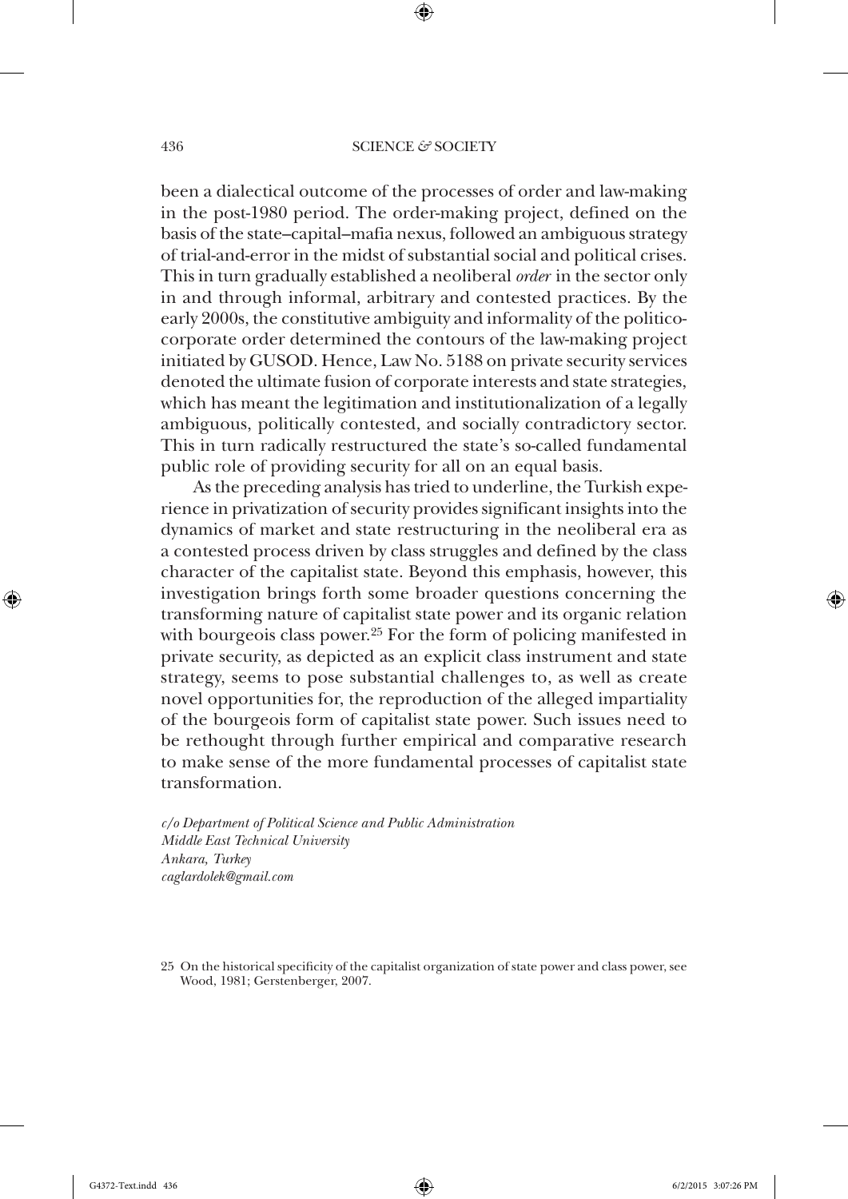been a dialectical outcome of the processes of order and law-making in the post-1980 period. The order-making project, defined on the basis of the state–capital–mafia nexus, followed an ambiguous strategy of trial-and-error in the midst of substantial social and political crises. This in turn gradually established a neoliberal *order* in the sector only in and through informal, arbitrary and contested practices. By the early 2000s, the constitutive ambiguity and informality of the politico-corporate order determined the contours of the law-making project initiated by GUSOD. Hence, Law No. 5188 on private security services denoted the ultimate fusion of corporate interests and state strategies, which has meant the legitimation and institutionalization of a legally ambiguous, politically contested, and socially contradictory sector. This in turn radically restructured the state's so-called fundamental public role of providing security for all on an equal basis.

As the preceding analysis has tried to underline, the Turkish experience in privatization of security provides significant insights into the dynamics of market and state restructuring in the neoliberal era as a contested process driven by class struggles and defined by the class character of the capitalist state. Beyond this emphasis, however, this investigation brings forth some broader questions concerning the transforming nature of capitalist state power and its organic relation with bourgeois class power.[25] For the form of policing manifested in private security, as depicted as an explicit class instrument and state strategy, seems to pose substantial challenges to, as well as create novel opportunities for, the reproduction of the alleged impartiality of the bourgeois form of capitalist state power. Such issues need to be rethought through further empirical and comparative research to make sense of the more fundamental processes of capitalist state transformation.

*c/o Department of Political Science and Public Administration*
*Middle East Technical University*
*Ankara, Turkey*
*caglardolek@gmail.com*

25 On the historical specificity of the capitalist organization of state power and class power, see Wood, 1981; Gerstenberger, 2007.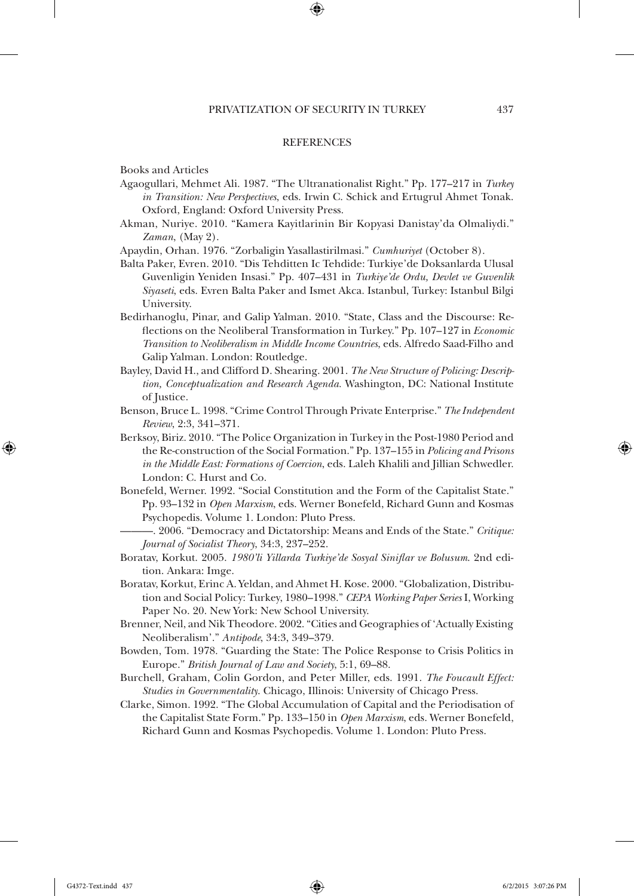## REFERENCES

Books and Articles

Agaogullari, Mehmet Ali. 1987. "The Ultranationalist Right." Pp. 177–217 in *Turkey in Transition: New Perspectives*, eds. Irwin C. Schick and Ertugrul Ahmet Tonak. Oxford, England: Oxford University Press.

Akman, Nuriye. 2010. "Kamera Kayitlarinin Bir Kopyasi Danistay'da Olmaliydi." *Zaman*, (May 2).

Apaydin, Orhan. 1976. "Zorbaligin Yasallastirilmasi." *Cumhuriyet* (October 8).

Balta Paker, Evren. 2010. "Dis Tehditten Ic Tehdide: Turkiye'de Doksanlarda Ulusal Guvenligin Yeniden Insasi." Pp. 407–431 in *Turkiye'de Ordu, Devlet ve Guvenlik Siyaseti*, eds. Evren Balta Paker and Ismet Akca. Istanbul, Turkey: Istanbul Bilgi University.

Bedirhanoglu, Pinar, and Galip Yalman. 2010. "State, Class and the Discourse: Reflections on the Neoliberal Transformation in Turkey." Pp. 107–127 in *Economic Transition to Neoliberalism in Middle Income Countries*, eds. Alfredo Saad-Filho and Galip Yalman. London: Routledge.

Bayley, David H., and Clifford D. Shearing. 2001. *The New Structure of Policing: Description, Conceptualization and Research Agenda.* Washington, DC: National Institute of Justice.

Benson, Bruce L. 1998. "Crime Control Through Private Enterprise." *The Independent Review*, 2:3, 341–371.

Berksoy, Biriz. 2010. "The Police Organization in Turkey in the Post-1980 Period and the Re-construction of the Social Formation." Pp. 137–155 in *Policing and Prisons in the Middle East: Formations of Coercion*, eds. Laleh Khalili and Jillian Schwedler. London: C. Hurst and Co.

Bonefeld, Werner. 1992. "Social Constitution and the Form of the Capitalist State." Pp. 93–132 in *Open Marxism*, eds. Werner Bonefeld, Richard Gunn and Kosmas Psychopedis. Volume 1. London: Pluto Press.

———. 2006. "Democracy and Dictatorship: Means and Ends of the State." *Critique: Journal of Socialist Theory*, 34:3, 237–252.

Boratav, Korkut. 2005. *1980'li Yillarda Turkiye'de Sosyal Siniflar ve Bolusum*. 2nd edition. Ankara: Imge.

Boratav, Korkut, Erinc A. Yeldan, and Ahmet H. Kose. 2000. "Globalization, Distribution and Social Policy: Turkey, 1980–1998." *CEPA Working Paper Series* I, Working Paper No. 20. New York: New School University.

Brenner, Neil, and Nik Theodore. 2002. "Cities and Geographies of 'Actually Existing Neoliberalism'." *Antipode*, 34:3, 349–379.

Bowden, Tom. 1978. "Guarding the State: The Police Response to Crisis Politics in Europe." *British Journal of Law and Society*, 5:1, 69–88.

Burchell, Graham, Colin Gordon, and Peter Miller, eds. 1991. *The Foucault Effect: Studies in Governmentality*. Chicago, Illinois: University of Chicago Press.

Clarke, Simon. 1992. "The Global Accumulation of Capital and the Periodisation of the Capitalist State Form." Pp. 133–150 in *Open Marxism*, eds. Werner Bonefeld, Richard Gunn and Kosmas Psychopedis. Volume 1. London: Pluto Press.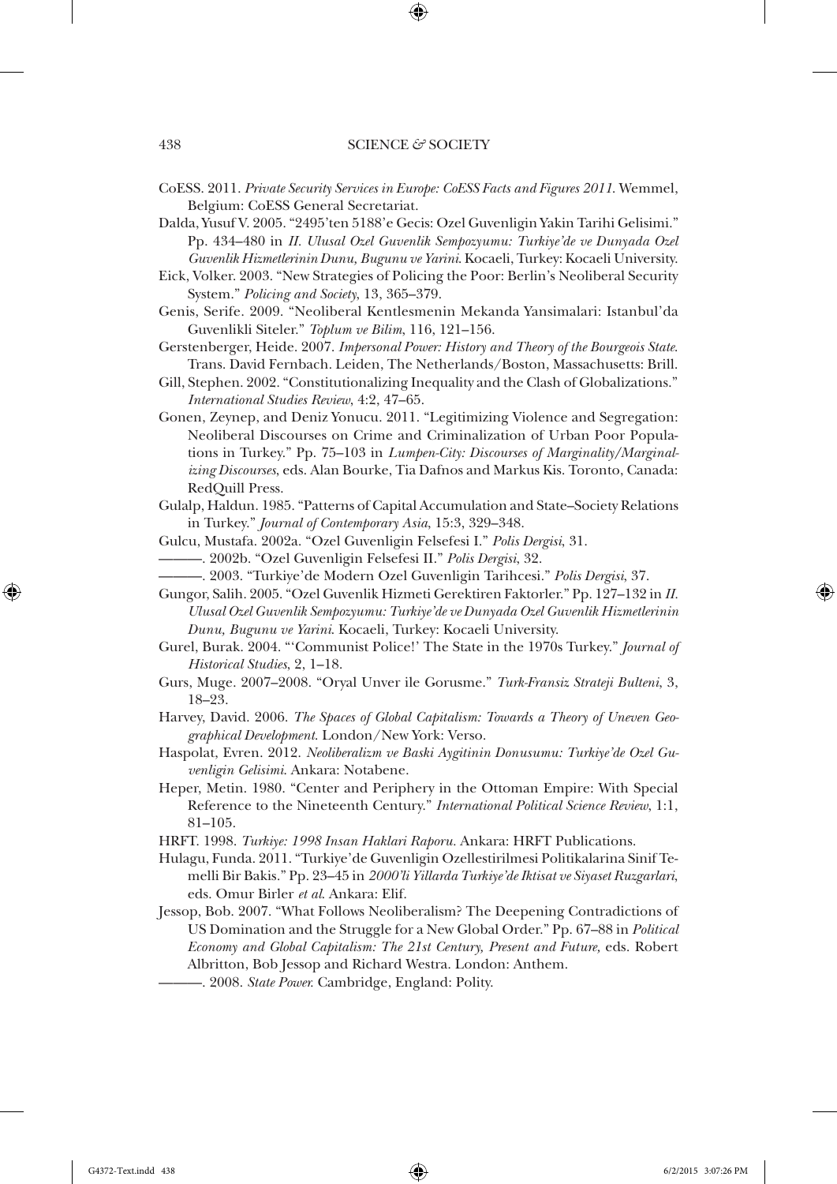CoESS. 2011. *Private Security Services in Europe: CoESS Facts and Figures 2011.* Wemmel, Belgium: CoESS General Secretariat.

Dalda, Yusuf V. 2005. "2495'ten 5188'e Gecis: Ozel Guvenligin Yakin Tarihi Gelisimi." Pp. 434–480 in *II. Ulusal Ozel Guvenlik Sempozyumu: Turkiye'de ve Dunyada Ozel Guvenlik Hizmetlerinin Dunu, Bugunu ve Yarini*. Kocaeli, Turkey: Kocaeli University.

Eick, Volker. 2003. "New Strategies of Policing the Poor: Berlin's Neoliberal Security System." *Policing and Society*, 13, 365–379.

Genis, Serife. 2009. "Neoliberal Kentlesmenin Mekanda Yansimalari: Istanbul'da Guvenlikli Siteler." *Toplum ve Bilim*, 116, 121–156.

Gerstenberger, Heide. 2007. *Impersonal Power: History and Theory of the Bourgeois State*. Trans. David Fernbach. Leiden, The Netherlands/Boston, Massachusetts: Brill.

Gill, Stephen. 2002. "Constitutionalizing Inequality and the Clash of Globalizations." *International Studies Review*, 4:2, 47–65.

Gonen, Zeynep, and Deniz Yonucu. 2011. "Legitimizing Violence and Segregation: Neoliberal Discourses on Crime and Criminalization of Urban Poor Populations in Turkey." Pp. 75–103 in *Lumpen-City: Discourses of Marginality/Marginalizing Discourses*, eds. Alan Bourke, Tia Dafnos and Markus Kis. Toronto, Canada: RedQuill Press.

Gulalp, Haldun. 1985. "Patterns of Capital Accumulation and State–Society Relations in Turkey." *Journal of Contemporary Asia*, 15:3, 329–348.

Gulcu, Mustafa. 2002a. "Ozel Guvenligin Felsefesi I." *Polis Dergisi*, 31.

———. 2002b. "Ozel Guvenligin Felsefesi II." *Polis Dergisi*, 32.

———. 2003. "Turkiye'de Modern Ozel Guvenligin Tarihcesi." *Polis Dergisi*, 37.

Gungor, Salih. 2005. "Ozel Guvenlik Hizmeti Gerektiren Faktorler." Pp. 127–132 in *II. Ulusal Ozel Guvenlik Sempozyumu: Turkiye'de ve Dunyada Ozel Guvenlik Hizmetlerinin Dunu, Bugunu ve Yarini*. Kocaeli, Turkey: Kocaeli University.

Gurel, Burak. 2004. "'Communist Police!' The State in the 1970s Turkey." *Journal of Historical Studies*, 2, 1–18.

Gurs, Muge. 2007–2008. "Oryal Unver ile Gorusme." *Turk-Fransiz Strateji Bulteni*, 3, 18–23.

Harvey, David. 2006. *The Spaces of Global Capitalism: Towards a Theory of Uneven Geographical Development*. London/New York: Verso.

Haspolat, Evren. 2012. *Neoliberalizm ve Baski Aygitinin Donusumu: Turkiye'de Ozel Guvenligin Gelisimi*. Ankara: Notabene.

Heper, Metin. 1980. "Center and Periphery in the Ottoman Empire: With Special Reference to the Nineteenth Century." *International Political Science Review*, 1:1, 81–105.

HRFT. 1998. *Turkiye: 1998 Insan Haklari Raporu*. Ankara: HRFT Publications.

Hulagu, Funda. 2011. "Turkiye'de Guvenligin Ozellestirilmesi Politikalarina Sinif Temelli Bir Bakis." Pp. 23–45 in *2000'li Yillarda Turkiye'de Iktisat ve Siyaset Ruzgarlari*, eds. Omur Birler *et al*. Ankara: Elif.

Jessop, Bob. 2007. "What Follows Neoliberalism? The Deepening Contradictions of US Domination and the Struggle for a New Global Order." Pp. 67–88 in *Political Economy and Global Capitalism: The 21st Century, Present and Future,* eds. Robert Albritton, Bob Jessop and Richard Westra. London: Anthem.

———. 2008. *State Power.* Cambridge, England: Polity.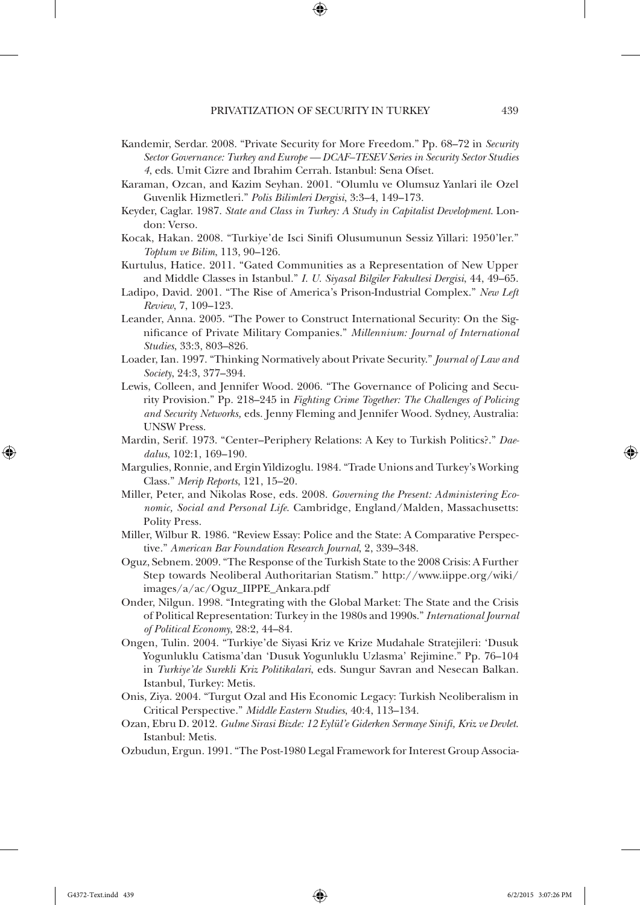Kandemir, Serdar. 2008. "Private Security for More Freedom." Pp. 68–72 in *Security Sector Governance: Turkey and Europe — DCAF–TESEV Series in Security Sector Studies 4*, eds. Umit Cizre and Ibrahim Cerrah. Istanbul: Sena Ofset.

Karaman, Ozcan, and Kazim Seyhan. 2001. "Olumlu ve Olumsuz Yanlari ile Ozel Guvenlik Hizmetleri." *Polis Bilimleri Dergisi*, 3:3–4, 149–173.

Keyder, Caglar. 1987. *State and Class in Turkey: A Study in Capitalist Development*. London: Verso.

Kocak, Hakan. 2008. "Turkiye'de Isci Sinifi Olusumunun Sessiz Yillari: 1950'ler." *Toplum ve Bilim*, 113, 90–126.

Kurtulus, Hatice. 2011. "Gated Communities as a Representation of New Upper and Middle Classes in Istanbul." *I. U. Siyasal Bilgiler Fakultesi Dergisi*, 44, 49–65.

Ladipo, David. 2001. "The Rise of America's Prison-Industrial Complex." *New Left Review*, 7, 109–123.

Leander, Anna. 2005. "The Power to Construct International Security: On the Significance of Private Military Companies." *Millennium: Journal of International Studies*, 33:3, 803–826.

Loader, Ian. 1997. "Thinking Normatively about Private Security." *Journal of Law and Society*, 24:3, 377–394.

Lewis, Colleen, and Jennifer Wood. 2006. "The Governance of Policing and Security Provision." Pp. 218–245 in *Fighting Crime Together: The Challenges of Policing and Security Networks,* eds. Jenny Fleming and Jennifer Wood. Sydney, Australia: UNSW Press.

Mardin, Serif. 1973. "Center–Periphery Relations: A Key to Turkish Politics?." *Daedalus*, 102:1, 169–190.

Margulies, Ronnie, and Ergin Yildizoglu. 1984. "Trade Unions and Turkey's Working Class." *Merip Reports*, 121, 15–20.

Miller, Peter, and Nikolas Rose, eds. 2008. *Governing the Present: Administering Economic, Social and Personal Life*. Cambridge, England/Malden, Massachusetts: Polity Press.

Miller, Wilbur R. 1986. "Review Essay: Police and the State: A Comparative Perspective." *American Bar Foundation Research Journal*, 2, 339–348.

Oguz, Sebnem. 2009. "The Response of the Turkish State to the 2008 Crisis: A Further Step towards Neoliberal Authoritarian Statism." http://www.iippe.org/wiki/images/a/ac/Oguz_IIPPE_Ankara.pdf

Onder, Nilgun. 1998. "Integrating with the Global Market: The State and the Crisis of Political Representation: Turkey in the 1980s and 1990s." *International Journal of Political Economy*, 28:2, 44–84.

Ongen, Tulin. 2004. "Turkiye'de Siyasi Kriz ve Krize Mudahale Stratejileri: 'Dusuk Yogunluklu Catisma'dan 'Dusuk Yogunluklu Uzlasma' Rejimine." Pp. 76–104 in *Turkiye'de Surekli Kriz Politikalari,* eds. Sungur Savran and Nesecan Balkan. Istanbul, Turkey: Metis.

Onis, Ziya. 2004. "Turgut Ozal and His Economic Legacy: Turkish Neoliberalism in Critical Perspective." *Middle Eastern Studies*, 40:4, 113–134.

Ozan, Ebru D. 2012. *Gulme Sirasi Bizde: 12 Eylül'e Giderken Sermaye Sinifi, Kriz ve Devlet*. Istanbul: Metis.

Ozbudun, Ergun. 1991. "The Post-1980 Legal Framework for Interest Group Associa-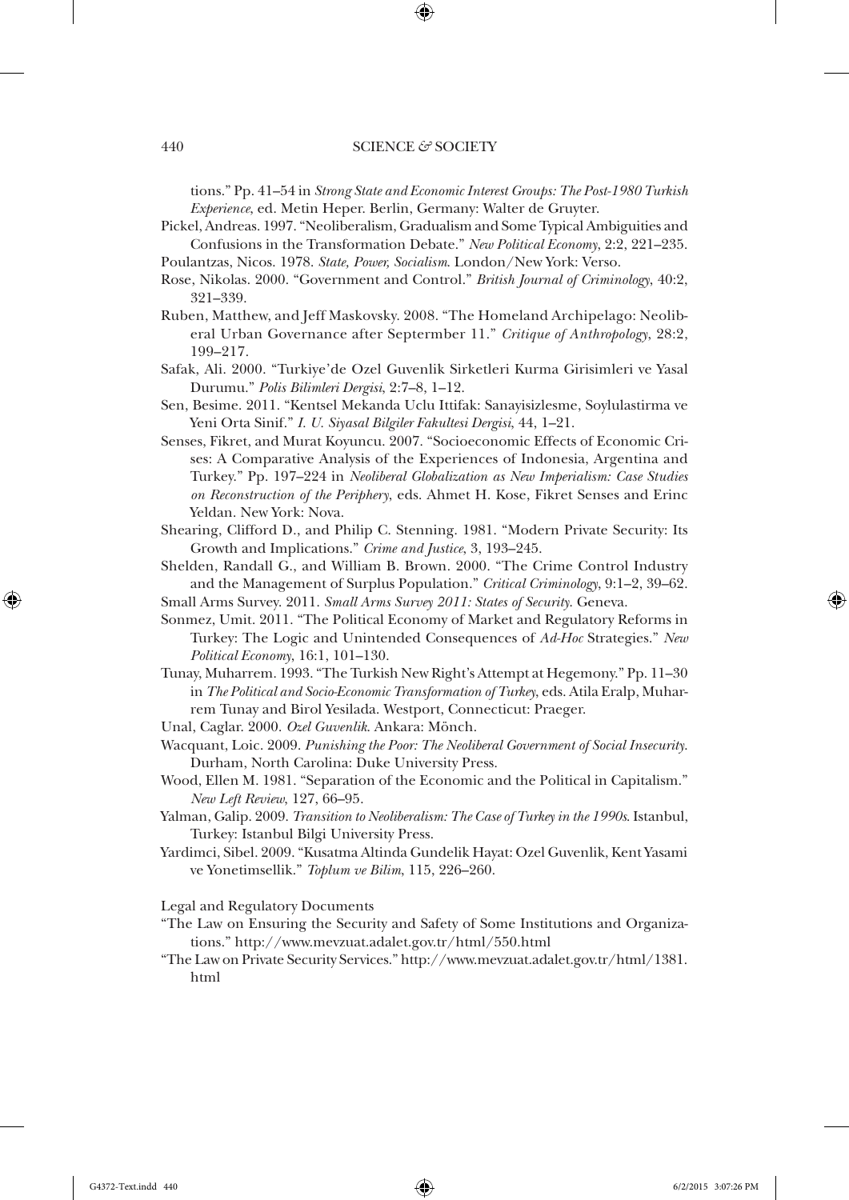tions." Pp. 41–54 in *Strong State and Economic Interest Groups: The Post-1980 Turkish Experience*, ed. Metin Heper. Berlin, Germany: Walter de Gruyter.

Pickel, Andreas. 1997. "Neoliberalism, Gradualism and Some Typical Ambiguities and Confusions in the Transformation Debate." *New Political Economy*, 2:2, 221–235.

Poulantzas, Nicos. 1978. *State, Power, Socialism*. London/New York: Verso.

Rose, Nikolas. 2000. "Government and Control." *British Journal of Criminology*, 40:2, 321–339.

Ruben, Matthew, and Jeff Maskovsky. 2008. "The Homeland Archipelago: Neoliberal Urban Governance after Septermber 11." *Critique of Anthropology*, 28:2, 199–217.

Safak, Ali. 2000. "Turkiye'de Ozel Guvenlik Sirketleri Kurma Girisimleri ve Yasal Durumu." *Polis Bilimleri Dergisi*, 2:7–8, 1–12.

Sen, Besime. 2011. "Kentsel Mekanda Uclu Ittifak: Sanayisizlesme, Soylulastirma ve Yeni Orta Sinif." *I. U. Siyasal Bilgiler Fakultesi Dergisi*, 44, 1–21.

Senses, Fikret, and Murat Koyuncu. 2007. "Socioeconomic Effects of Economic Crises: A Comparative Analysis of the Experiences of Indonesia, Argentina and Turkey." Pp. 197–224 in *Neoliberal Globalization as New Imperialism: Case Studies on Reconstruction of the Periphery*, eds. Ahmet H. Kose, Fikret Senses and Erinc Yeldan. New York: Nova.

Shearing, Clifford D., and Philip C. Stenning. 1981. "Modern Private Security: Its Growth and Implications." *Crime and Justice*, 3, 193–245.

Shelden, Randall G., and William B. Brown. 2000. "The Crime Control Industry and the Management of Surplus Population." *Critical Criminology*, 9:1–2, 39–62.

Small Arms Survey. 2011. *Small Arms Survey 2011: States of Security*. Geneva.

Sonmez, Umit. 2011. "The Political Economy of Market and Regulatory Reforms in Turkey: The Logic and Unintended Consequences of *Ad-Hoc* Strategies." *New Political Economy*, 16:1, 101–130.

Tunay, Muharrem. 1993. "The Turkish New Right's Attempt at Hegemony." Pp. 11–30 in *The Political and Socio-Economic Transformation of Turkey*, eds. Atila Eralp, Muharrem Tunay and Birol Yesilada. Westport, Connecticut: Praeger.

Unal, Caglar. 2000. *Ozel Guvenlik*. Ankara: Mönch.

Wacquant, Loic. 2009. *Punishing the Poor: The Neoliberal Government of Social Insecurity*. Durham, North Carolina: Duke University Press.

Wood, Ellen M. 1981. "Separation of the Economic and the Political in Capitalism." *New Left Review*, 127, 66–95.

Yalman, Galip. 2009. *Transition to Neoliberalism: The Case of Turkey in the 1990s*. Istanbul, Turkey: Istanbul Bilgi University Press.

Yardimci, Sibel. 2009. "Kusatma Altinda Gundelik Hayat: Ozel Guvenlik, Kent Yasami ve Yonetimsellik." *Toplum ve Bilim*, 115, 226–260.

Legal and Regulatory Documents

"The Law on Ensuring the Security and Safety of Some Institutions and Organizations." http://www.mevzuat.adalet.gov.tr/html/550.html

"The Law on Private Security Services." http://www.mevzuat.adalet.gov.tr/html/1381.html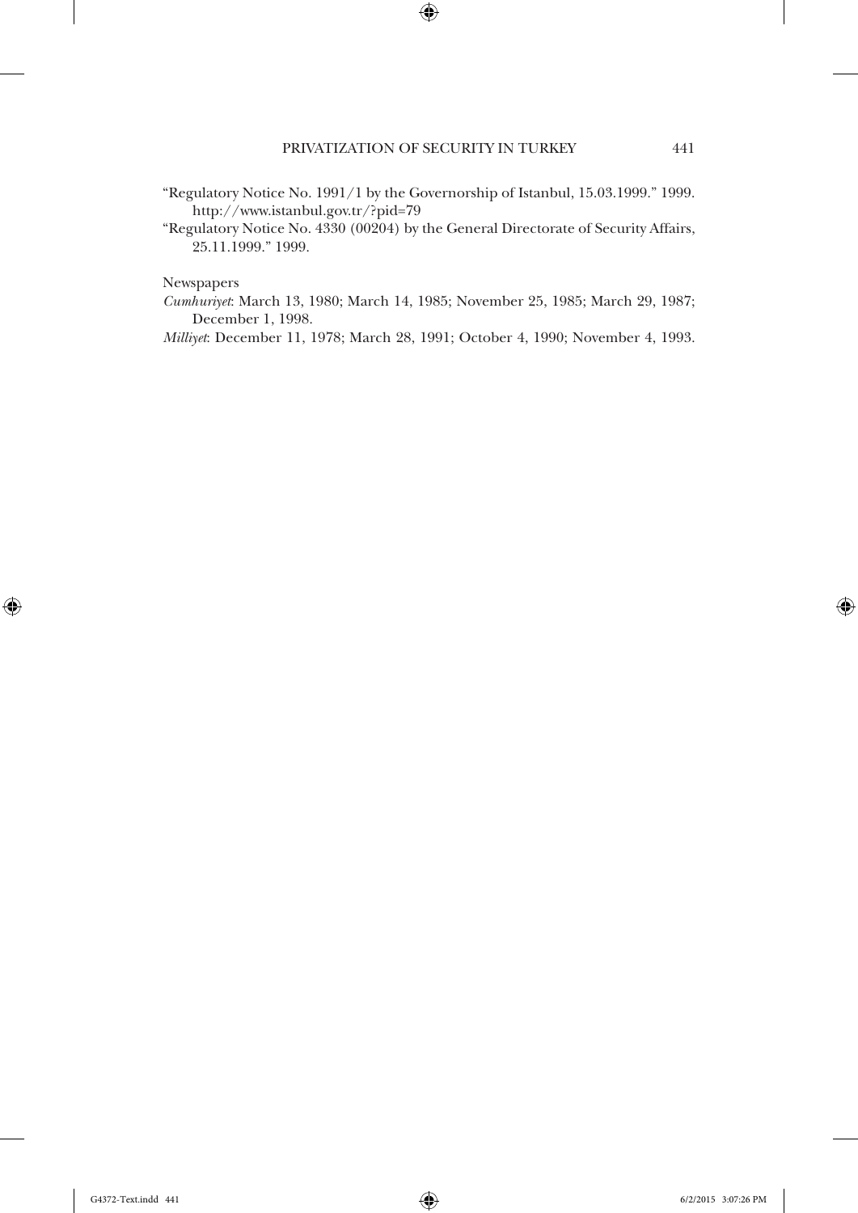"Regulatory Notice No. 1991/1 by the Governorship of Istanbul, 15.03.1999." 1999. http://www.istanbul.gov.tr/?pid=79

"Regulatory Notice No. 4330 (00204) by the General Directorate of Security Affairs, 25.11.1999." 1999.

Newspapers

*Cumhuriyet*: March 13, 1980; March 14, 1985; November 25, 1985; March 29, 1987; December 1, 1998.

*Milliyet*: December 11, 1978; March 28, 1991; October 4, 1990; November 4, 1993.